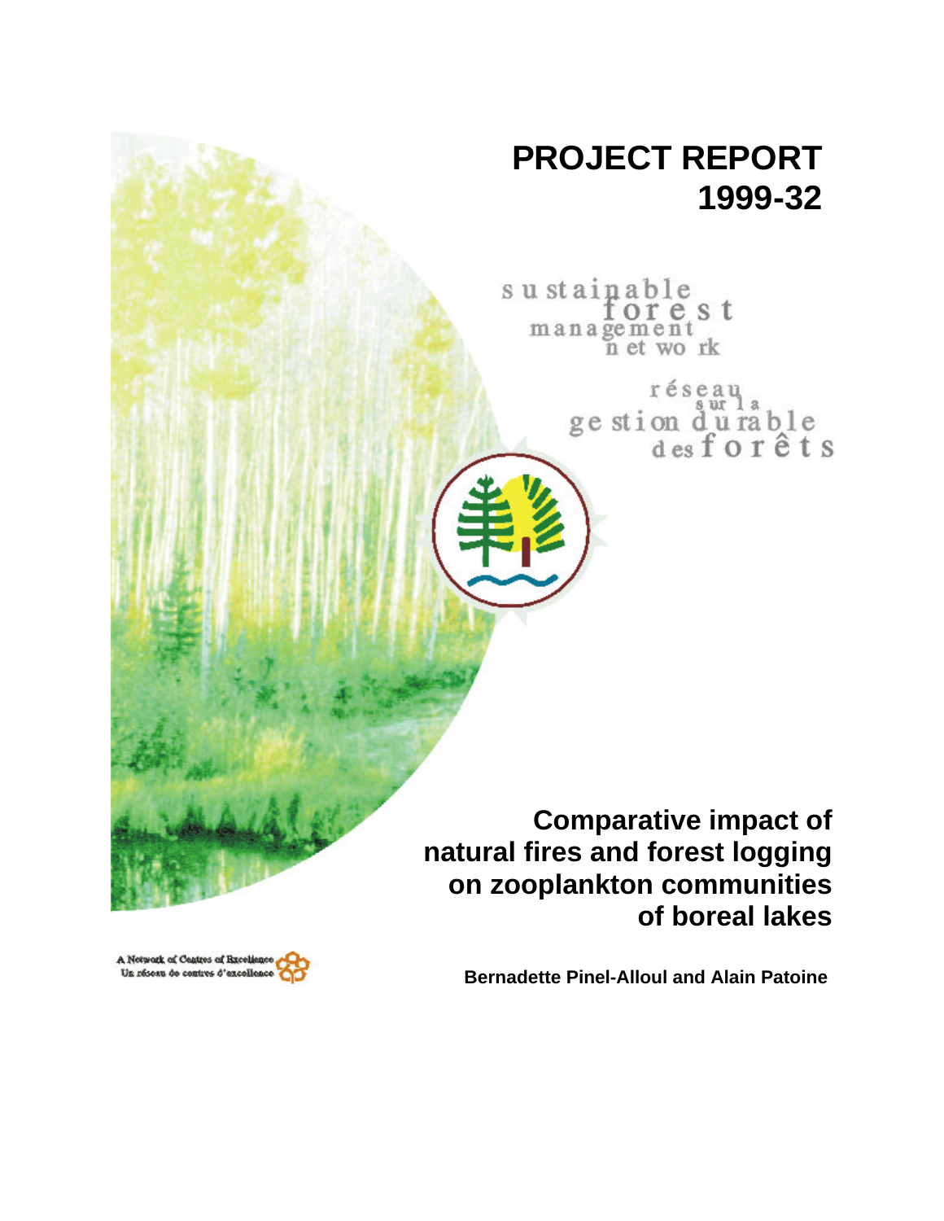# PROJECT REPORT 1999-32

sustainable forest management network

réseau sur la gestion durable des forêts

## Comparative impact of natural fires and forest logging on zooplankton communities of boreal lakes

**Bernadette Pinel-Alloul and Alain Patoine**

A Network of Centres of Excellence
Un réseau de centres d'excellence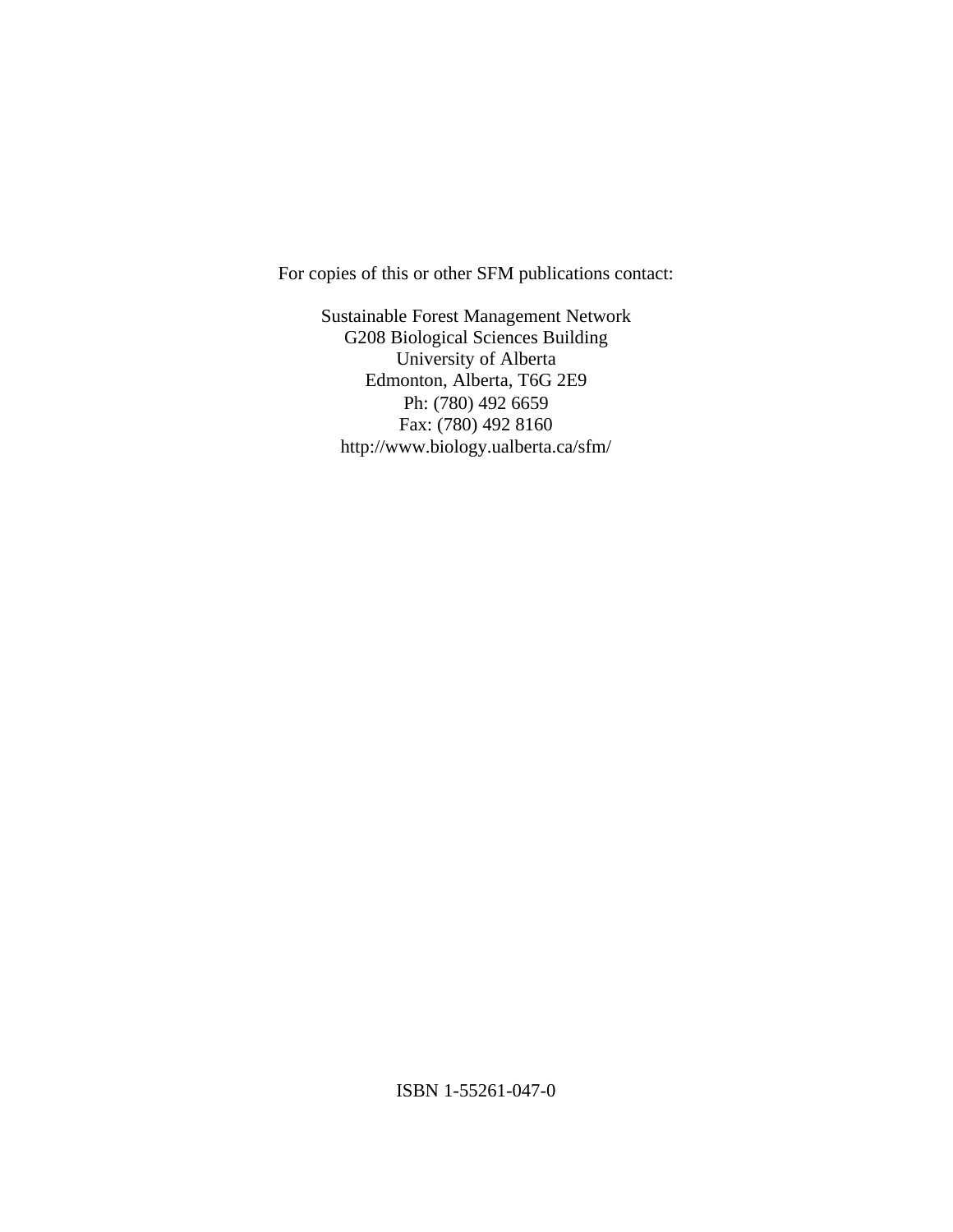For copies of this or other SFM publications contact:

Sustainable Forest Management Network
G208 Biological Sciences Building
University of Alberta
Edmonton, Alberta, T6G 2E9
Ph: (780) 492 6659
Fax: (780) 492 8160
http://www.biology.ualberta.ca/sfm/

ISBN 1-55261-047-0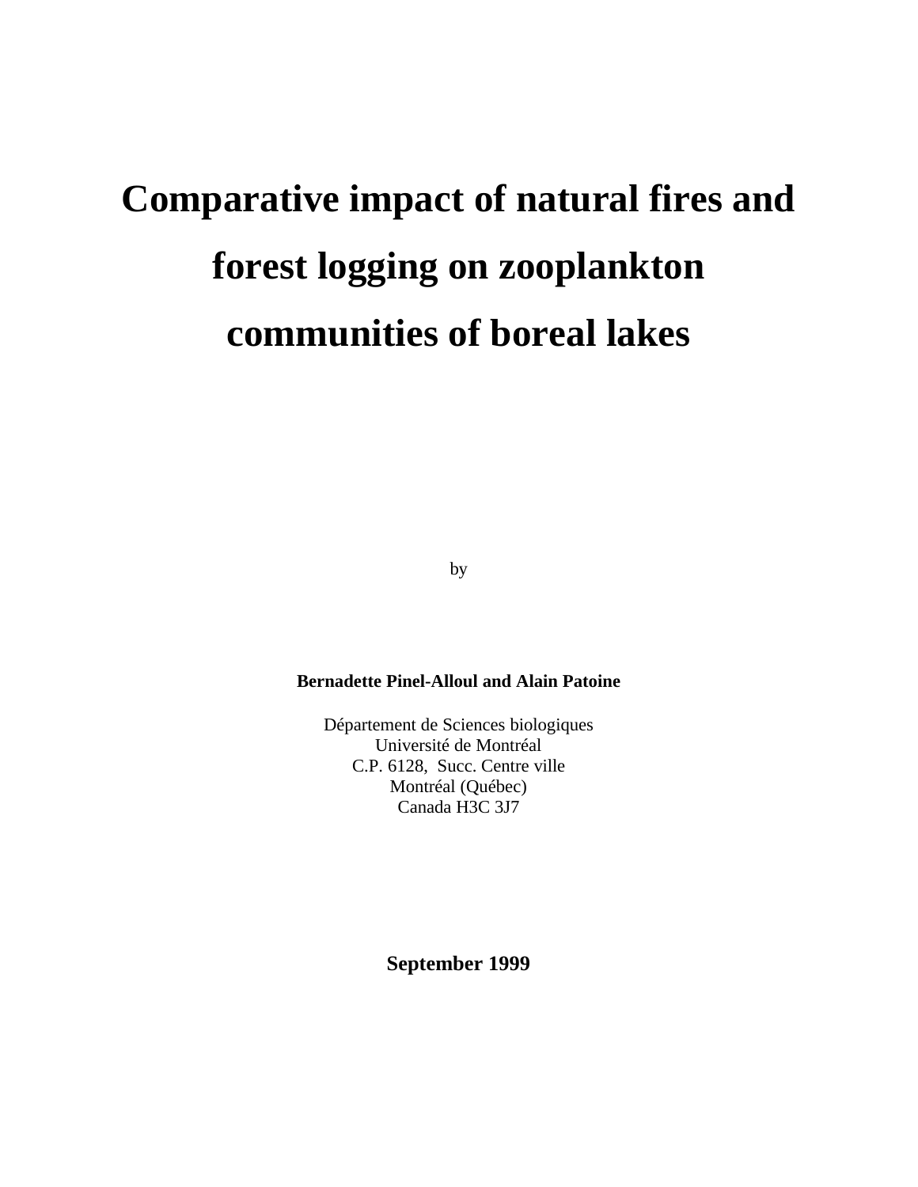# Comparative impact of natural fires and forest logging on zooplankton communities of boreal lakes

by

**Bernadette Pinel-Alloul and Alain Patoine**

Département de Sciences biologiques
Université de Montréal
C.P. 6128, Succ. Centre ville
Montréal (Québec)
Canada H3C 3J7

**September 1999**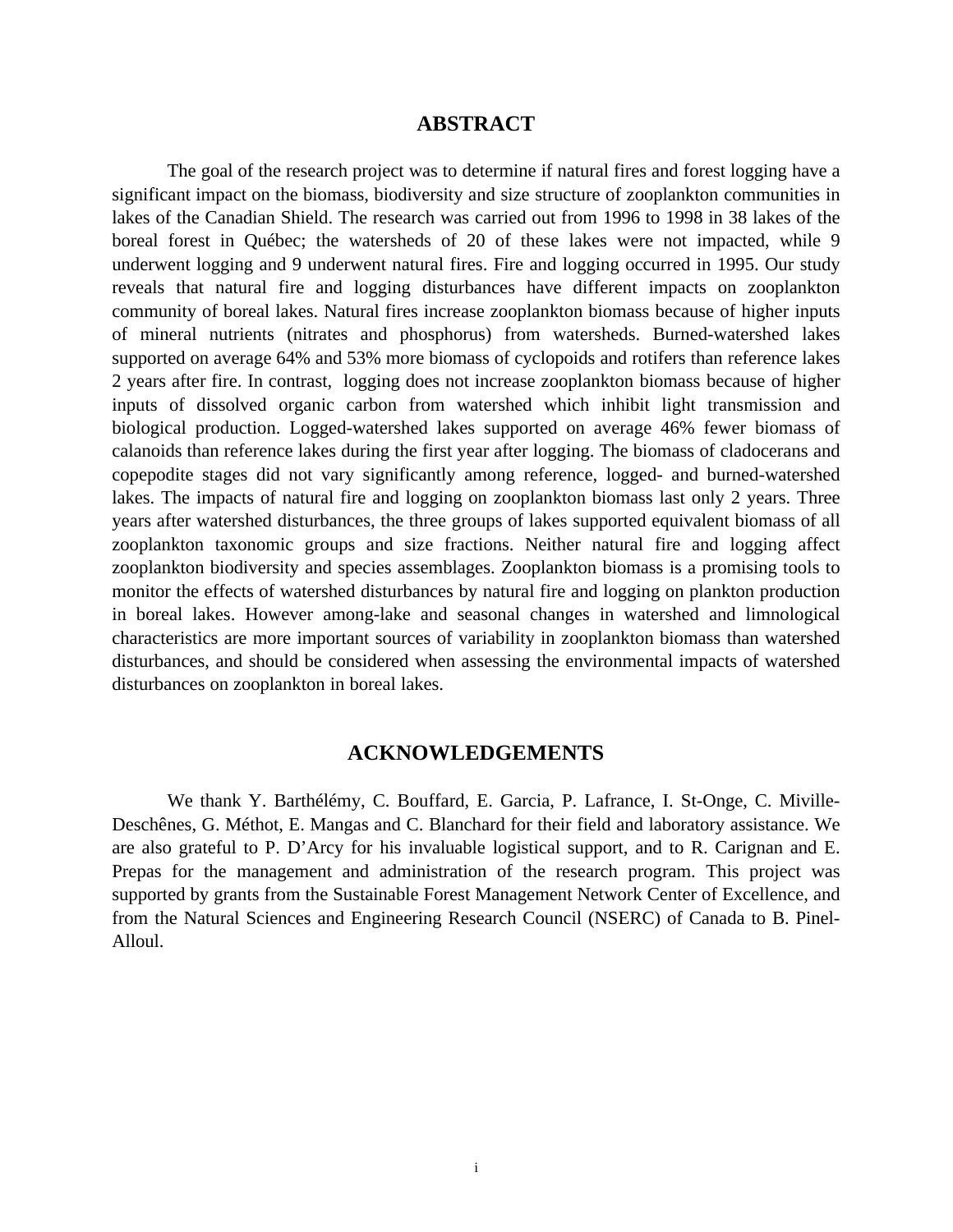## ABSTRACT

The goal of the research project was to determine if natural fires and forest logging have a significant impact on the biomass, biodiversity and size structure of zooplankton communities in lakes of the Canadian Shield. The research was carried out from 1996 to 1998 in 38 lakes of the boreal forest in Québec; the watersheds of 20 of these lakes were not impacted, while 9 underwent logging and 9 underwent natural fires. Fire and logging occurred in 1995. Our study reveals that natural fire and logging disturbances have different impacts on zooplankton community of boreal lakes. Natural fires increase zooplankton biomass because of higher inputs of mineral nutrients (nitrates and phosphorus) from watersheds. Burned-watershed lakes supported on average 64% and 53% more biomass of cyclopoids and rotifers than reference lakes 2 years after fire. In contrast, logging does not increase zooplankton biomass because of higher inputs of dissolved organic carbon from watershed which inhibit light transmission and biological production. Logged-watershed lakes supported on average 46% fewer biomass of calanoids than reference lakes during the first year after logging. The biomass of cladocerans and copepodite stages did not vary significantly among reference, logged- and burned-watershed lakes. The impacts of natural fire and logging on zooplankton biomass last only 2 years. Three years after watershed disturbances, the three groups of lakes supported equivalent biomass of all zooplankton taxonomic groups and size fractions. Neither natural fire and logging affect zooplankton biodiversity and species assemblages. Zooplankton biomass is a promising tools to monitor the effects of watershed disturbances by natural fire and logging on plankton production in boreal lakes. However among-lake and seasonal changes in watershed and limnological characteristics are more important sources of variability in zooplankton biomass than watershed disturbances, and should be considered when assessing the environmental impacts of watershed disturbances on zooplankton in boreal lakes.

## ACKNOWLEDGEMENTS

We thank Y. Barthélémy, C. Bouffard, E. Garcia, P. Lafrance, I. St-Onge, C. Miville-Deschênes, G. Méthot, E. Mangas and C. Blanchard for their field and laboratory assistance. We are also grateful to P. D'Arcy for his invaluable logistical support, and to R. Carignan and E. Prepas for the management and administration of the research program. This project was supported by grants from the Sustainable Forest Management Network Center of Excellence, and from the Natural Sciences and Engineering Research Council (NSERC) of Canada to B. Pinel-Alloul.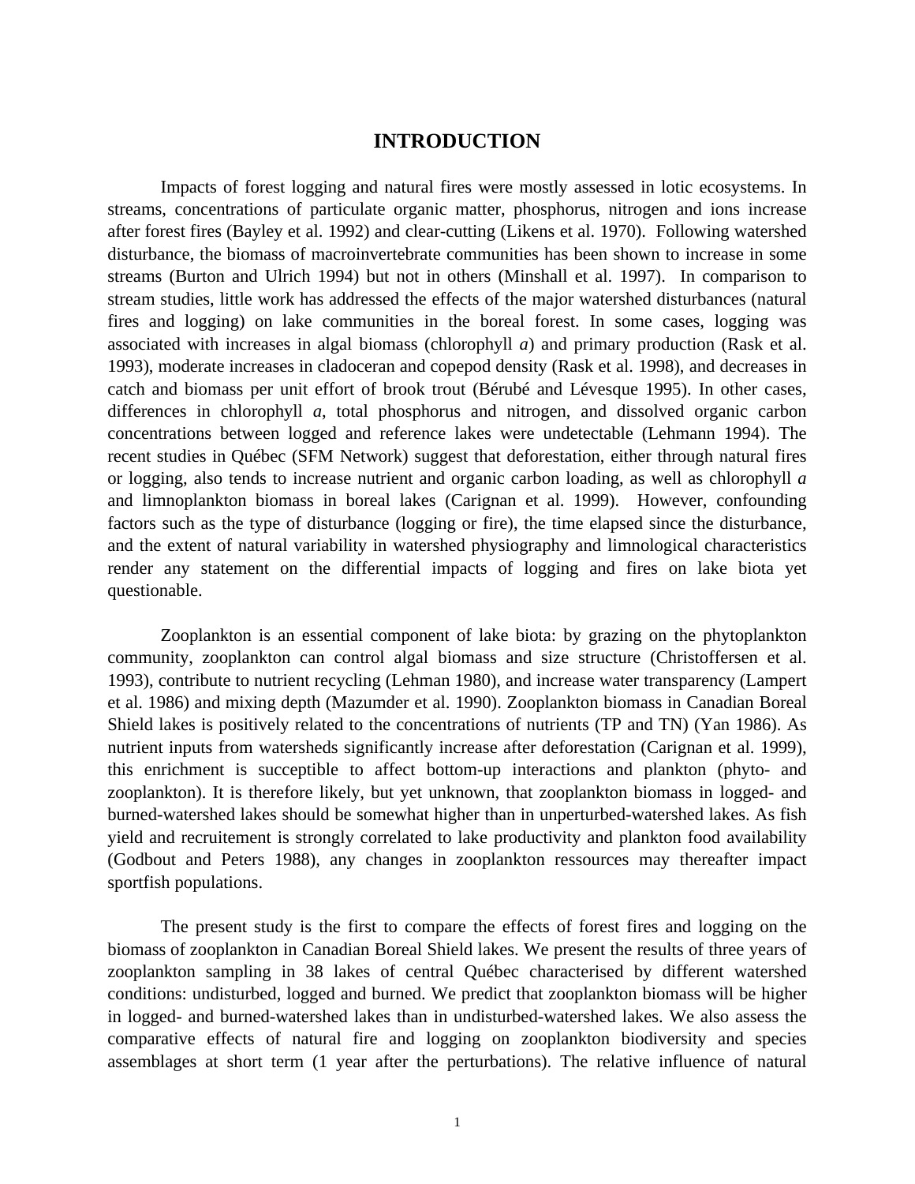# INTRODUCTION

Impacts of forest logging and natural fires were mostly assessed in lotic ecosystems. In streams, concentrations of particulate organic matter, phosphorus, nitrogen and ions increase after forest fires (Bayley et al. 1992) and clear-cutting (Likens et al. 1970). Following watershed disturbance, the biomass of macroinvertebrate communities has been shown to increase in some streams (Burton and Ulrich 1994) but not in others (Minshall et al. 1997). In comparison to stream studies, little work has addressed the effects of the major watershed disturbances (natural fires and logging) on lake communities in the boreal forest. In some cases, logging was associated with increases in algal biomass (chlorophyll *a*) and primary production (Rask et al. 1993), moderate increases in cladoceran and copepod density (Rask et al. 1998), and decreases in catch and biomass per unit effort of brook trout (Bérubé and Lévesque 1995). In other cases, differences in chlorophyll *a*, total phosphorus and nitrogen, and dissolved organic carbon concentrations between logged and reference lakes were undetectable (Lehmann 1994). The recent studies in Québec (SFM Network) suggest that deforestation, either through natural fires or logging, also tends to increase nutrient and organic carbon loading, as well as chlorophyll *a* and limnoplankton biomass in boreal lakes (Carignan et al. 1999). However, confounding factors such as the type of disturbance (logging or fire), the time elapsed since the disturbance, and the extent of natural variability in watershed physiography and limnological characteristics render any statement on the differential impacts of logging and fires on lake biota yet questionable.

Zooplankton is an essential component of lake biota: by grazing on the phytoplankton community, zooplankton can control algal biomass and size structure (Christoffersen et al. 1993), contribute to nutrient recycling (Lehman 1980), and increase water transparency (Lampert et al. 1986) and mixing depth (Mazumder et al. 1990). Zooplankton biomass in Canadian Boreal Shield lakes is positively related to the concentrations of nutrients (TP and TN) (Yan 1986). As nutrient inputs from watersheds significantly increase after deforestation (Carignan et al. 1999), this enrichment is succeptible to affect bottom-up interactions and plankton (phyto- and zooplankton). It is therefore likely, but yet unknown, that zooplankton biomass in logged- and burned-watershed lakes should be somewhat higher than in unperturbed-watershed lakes. As fish yield and recruitement is strongly correlated to lake productivity and plankton food availability (Godbout and Peters 1988), any changes in zooplankton ressources may thereafter impact sportfish populations.

The present study is the first to compare the effects of forest fires and logging on the biomass of zooplankton in Canadian Boreal Shield lakes. We present the results of three years of zooplankton sampling in 38 lakes of central Québec characterised by different watershed conditions: undisturbed, logged and burned. We predict that zooplankton biomass will be higher in logged- and burned-watershed lakes than in undisturbed-watershed lakes. We also assess the comparative effects of natural fire and logging on zooplankton biodiversity and species assemblages at short term (1 year after the perturbations). The relative influence of natural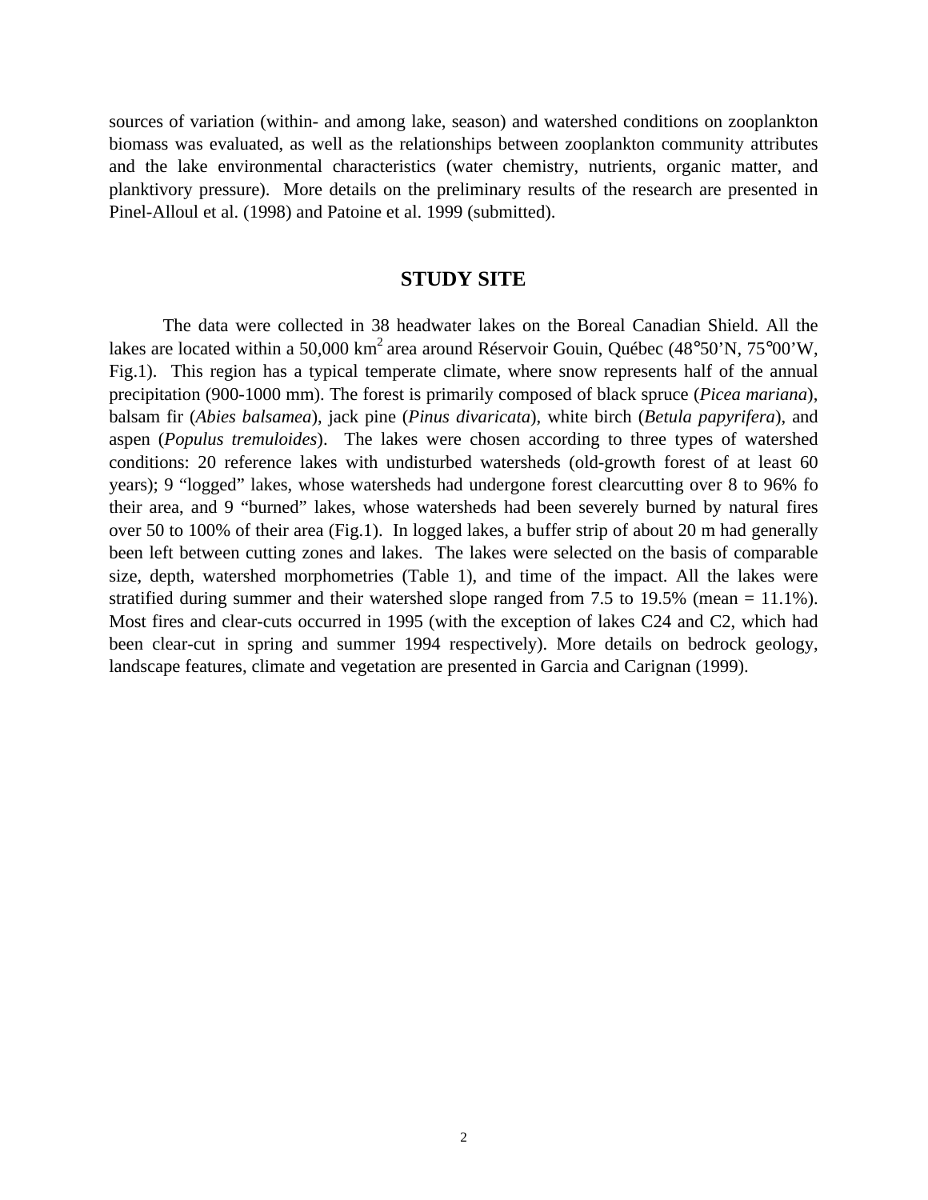sources of variation (within- and among lake, season) and watershed conditions on zooplankton biomass was evaluated, as well as the relationships between zooplankton community attributes and the lake environmental characteristics (water chemistry, nutrients, organic matter, and planktivory pressure). More details on the preliminary results of the research are presented in Pinel-Alloul et al. (1998) and Patoine et al. 1999 (submitted).

## STUDY SITE

The data were collected in 38 headwater lakes on the Boreal Canadian Shield. All the lakes are located within a 50,000 $km^2$ area around Réservoir Gouin, Québec (48°50'N, 75°00'W, Fig.1). This region has a typical temperate climate, where snow represents half of the annual precipitation (900-1000 mm). The forest is primarily composed of black spruce (*Picea mariana*), balsam fir (*Abies balsamea*), jack pine (*Pinus divaricata*), white birch (*Betula papyrifera*), and aspen (*Populus tremuloides*). The lakes were chosen according to three types of watershed conditions: 20 reference lakes with undisturbed watersheds (old-growth forest of at least 60 years); 9 "logged" lakes, whose watersheds had undergone forest clearcutting over 8 to 96% fo their area, and 9 "burned" lakes, whose watersheds had been severely burned by natural fires over 50 to 100% of their area (Fig.1). In logged lakes, a buffer strip of about 20 m had generally been left between cutting zones and lakes. The lakes were selected on the basis of comparable size, depth, watershed morphometries (Table 1), and time of the impact. All the lakes were stratified during summer and their watershed slope ranged from 7.5 to 19.5% (mean = 11.1%). Most fires and clear-cuts occurred in 1995 (with the exception of lakes C24 and C2, which had been clear-cut in spring and summer 1994 respectively). More details on bedrock geology, landscape features, climate and vegetation are presented in Garcia and Carignan (1999).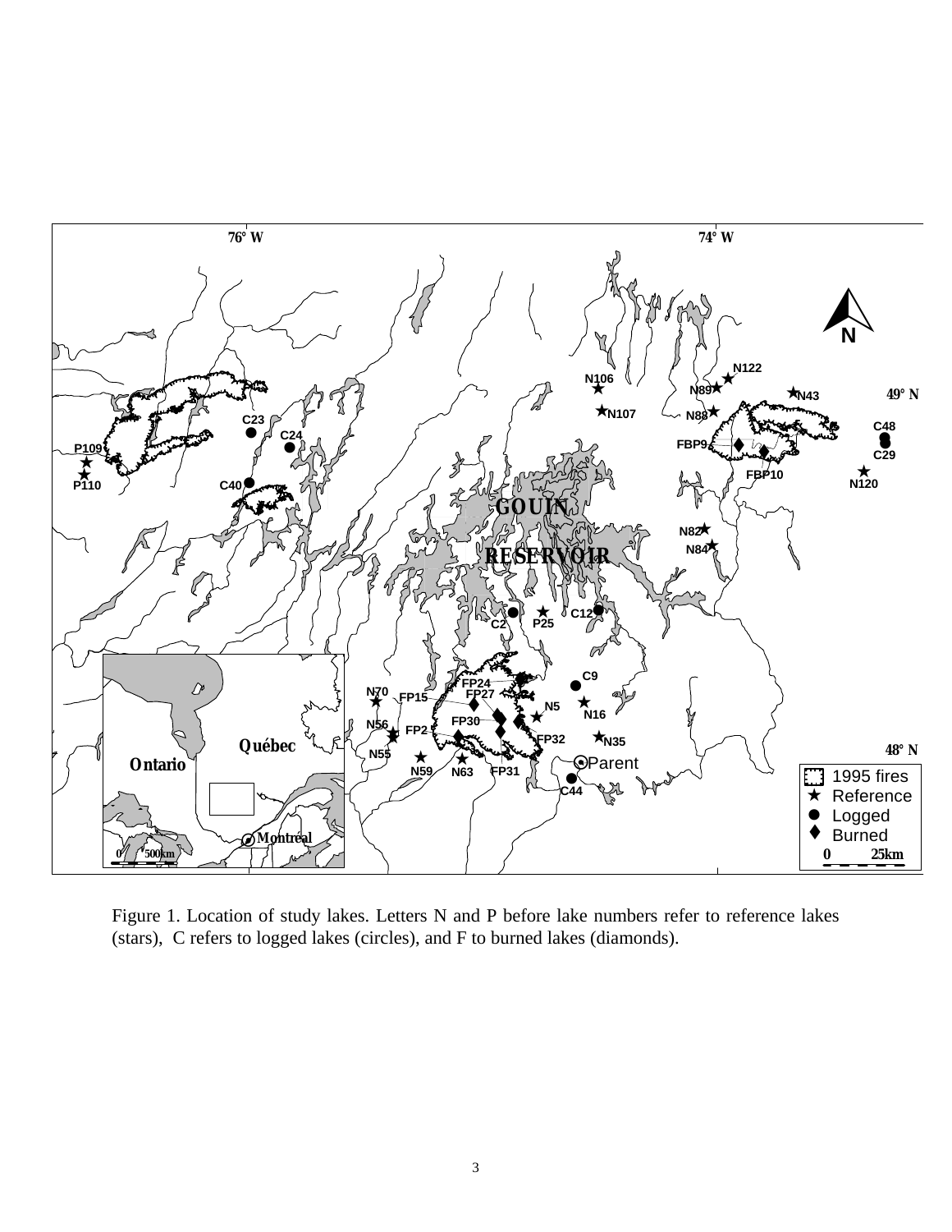76° W

74° W

N

49° N

48° N

N122
N106
N89
N43
N107
N88
C23
C48
C24
FBP9
P109
C29
FBP10
N120
P110
C40

GOUIN

RESERVOIR

N82
N84

C2
P25
C12

C9
FP24
N70
FP27
FP15
N5
N16
N56
FP30
FP2
FP32
N35
Québec
N55
Parent
Ontario
N59
N63
FP31
C44

1995 fires
Reference
Logged
Burned

0 25km

Montréal

0 500km

Figure 1. Location of study lakes. Letters N and P before lake numbers refer to reference lakes (stars), C refers to logged lakes (circles), and F to burned lakes (diamonds).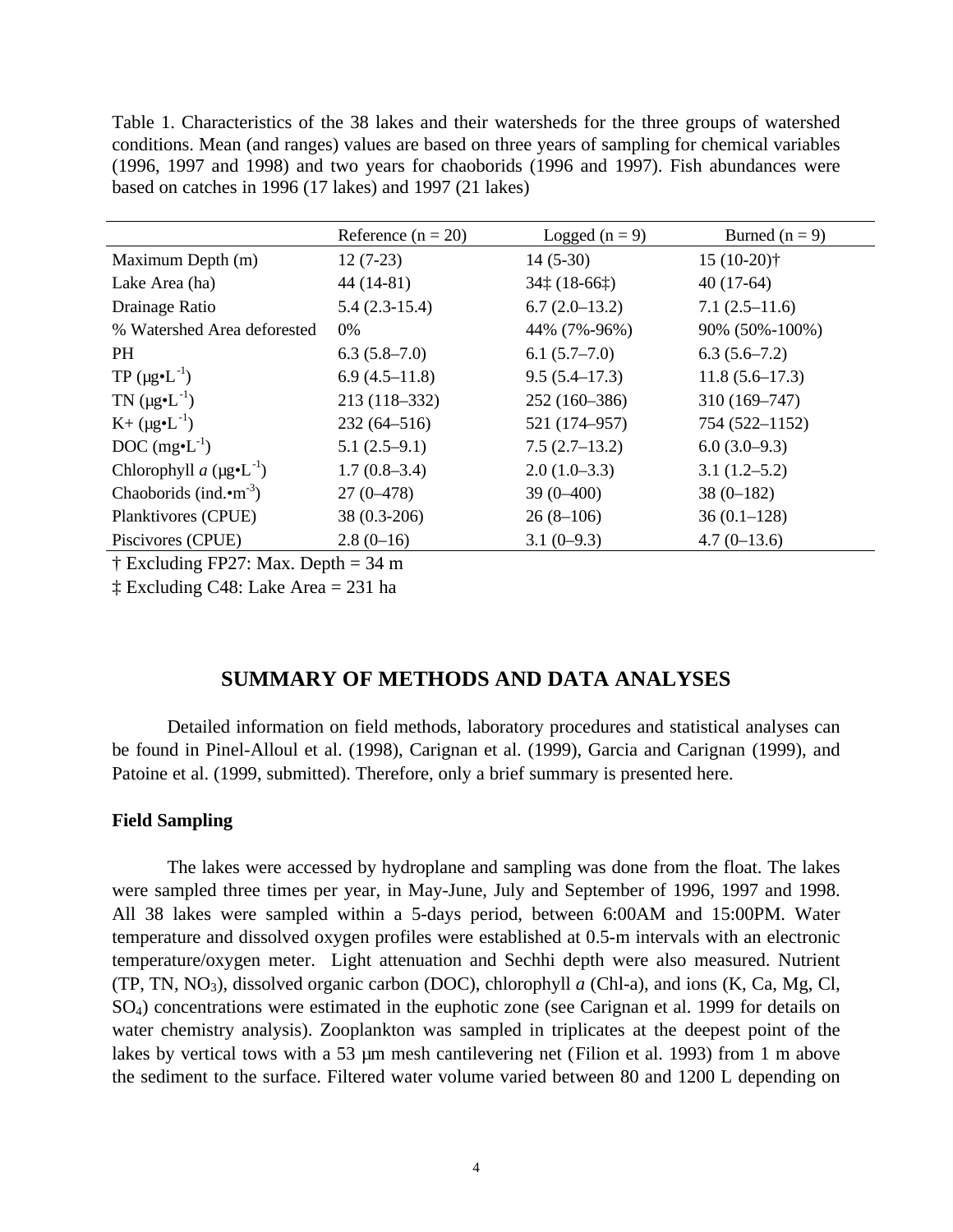Table 1. Characteristics of the 38 lakes and their watersheds for the three groups of watershed conditions. Mean (and ranges) values are based on three years of sampling for chemical variables (1996, 1997 and 1998) and two years for chaoborids (1996 and 1997). Fish abundances were based on catches in 1996 (17 lakes) and 1997 (21 lakes)

| | Reference (n = 20) | Logged (n = 9) | Burned (n = 9) |
|---|---|---|---|
| Maximum Depth (m) | 12 (7-23) | 14 (5-30) | 15 (10-20)† |
| Lake Area (ha) | 44 (14-81) | 34‡ (18-66‡) | 40 (17-64) |
| Drainage Ratio | 5.4 (2.3-15.4) | 6.7 (2.0–13.2) | 7.1 (2.5–11.6) |
| % Watershed Area deforested | 0% | 44% (7%-96%) | 90% (50%-100%) |
| PH | 6.3 (5.8–7.0) | 6.1 (5.7–7.0) | 6.3 (5.6–7.2) |
| TP ($\mu g \bullet L^{-1}$) | 6.9 (4.5–11.8) | 9.5 (5.4–17.3) | 11.8 (5.6–17.3) |
| TN ($\mu g \bullet L^{-1}$) | 213 (118–332) | 252 (160–386) | 310 (169–747) |
| K+ ($\mu g \bullet L^{-1}$) | 232 (64–516) | 521 (174–957) | 754 (522–1152) |
| DOC ($mg \bullet L^{-1}$) | 5.1 (2.5–9.1) | 7.5 (2.7–13.2) | 6.0 (3.0–9.3) |
| Chlorophyll *a* ($\mu g \bullet L^{-1}$) | 1.7 (0.8–3.4) | 2.0 (1.0–3.3) | 3.1 (1.2–5.2) |
| Chaoborids ($ind. \bullet m^{-3}$) | 27 (0–478) | 39 (0–400) | 38 (0–182) |
| Planktivores (CPUE) | 38 (0.3-206) | 26 (8–106) | 36 (0.1–128) |
| Piscivores (CPUE) | 2.8 (0–16) | 3.1 (0–9.3) | 4.7 (0–13.6) |

† Excluding FP27: Max. Depth = 34 m

‡ Excluding C48: Lake Area = 231 ha

## SUMMARY OF METHODS AND DATA ANALYSES

Detailed information on field methods, laboratory procedures and statistical analyses can be found in Pinel-Alloul et al. (1998), Carignan et al. (1999), Garcia and Carignan (1999), and Patoine et al. (1999, submitted). Therefore, only a brief summary is presented here.

### Field Sampling

The lakes were accessed by hydroplane and sampling was done from the float. The lakes were sampled three times per year, in May-June, July and September of 1996, 1997 and 1998. All 38 lakes were sampled within a 5-days period, between 6:00AM and 15:00PM. Water temperature and dissolved oxygen profiles were established at 0.5-m intervals with an electronic temperature/oxygen meter. Light attenuation and Sechhi depth were also measured. Nutrient (TP, TN, $NO_3$), dissolved organic carbon (DOC), chlorophyll *a* (Chl-a), and ions (K, Ca, Mg, Cl, $SO_4$) concentrations were estimated in the euphotic zone (see Carignan et al. 1999 for details on water chemistry analysis). Zooplankton was sampled in triplicates at the deepest point of the lakes by vertical tows with a 53 µm mesh cantilevering net (Filion et al. 1993) from 1 m above the sediment to the surface. Filtered water volume varied between 80 and 1200 L depending on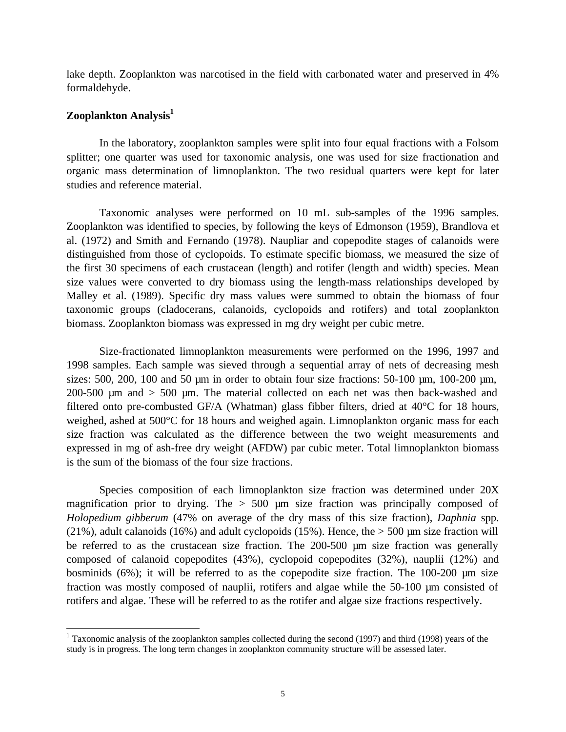lake depth. Zooplankton was narcotised in the field with carbonated water and preserved in 4% formaldehyde.

**Zooplankton Analysis**[1]

In the laboratory, zooplankton samples were split into four equal fractions with a Folsom splitter; one quarter was used for taxonomic analysis, one was used for size fractionation and organic mass determination of limnoplankton. The two residual quarters were kept for later studies and reference material.

Taxonomic analyses were performed on 10 mL sub-samples of the 1996 samples. Zooplankton was identified to species, by following the keys of Edmonson (1959), Brandlova et al. (1972) and Smith and Fernando (1978). Naupliar and copepodite stages of calanoids were distinguished from those of cyclopoids. To estimate specific biomass, we measured the size of the first 30 specimens of each crustacean (length) and rotifer (length and width) species. Mean size values were converted to dry biomass using the length-mass relationships developed by Malley et al. (1989). Specific dry mass values were summed to obtain the biomass of four taxonomic groups (cladocerans, calanoids, cyclopoids and rotifers) and total zooplankton biomass. Zooplankton biomass was expressed in mg dry weight per cubic metre.

Size-fractionated limnoplankton measurements were performed on the 1996, 1997 and 1998 samples. Each sample was sieved through a sequential array of nets of decreasing mesh sizes: 500, 200, 100 and 50 µm in order to obtain four size fractions: 50-100 µm, 100-200 µm, 200-500 µm and > 500 µm. The material collected on each net was then back-washed and filtered onto pre-combusted GF/A (Whatman) glass fibber filters, dried at 40°C for 18 hours, weighed, ashed at 500°C for 18 hours and weighed again. Limnoplankton organic mass for each size fraction was calculated as the difference between the two weight measurements and expressed in mg of ash-free dry weight (AFDW) par cubic meter. Total limnoplankton biomass is the sum of the biomass of the four size fractions.

Species composition of each limnoplankton size fraction was determined under 20X magnification prior to drying. The > 500 µm size fraction was principally composed of *Holopedium gibberum* (47% on average of the dry mass of this size fraction), *Daphnia* spp. (21%), adult calanoids (16%) and adult cyclopoids (15%). Hence, the > 500 µm size fraction will be referred to as the crustacean size fraction. The 200-500 µm size fraction was generally composed of calanoid copepodites (43%), cyclopoid copepodites (32%), nauplii (12%) and bosminids (6%); it will be referred to as the copepodite size fraction. The 100-200 µm size fraction was mostly composed of nauplii, rotifers and algae while the 50-100 µm consisted of rotifers and algae. These will be referred to as the rotifer and algae size fractions respectively.

[1] Taxonomic analysis of the zooplankton samples collected during the second (1997) and third (1998) years of the study is in progress. The long term changes in zooplankton community structure will be assessed later.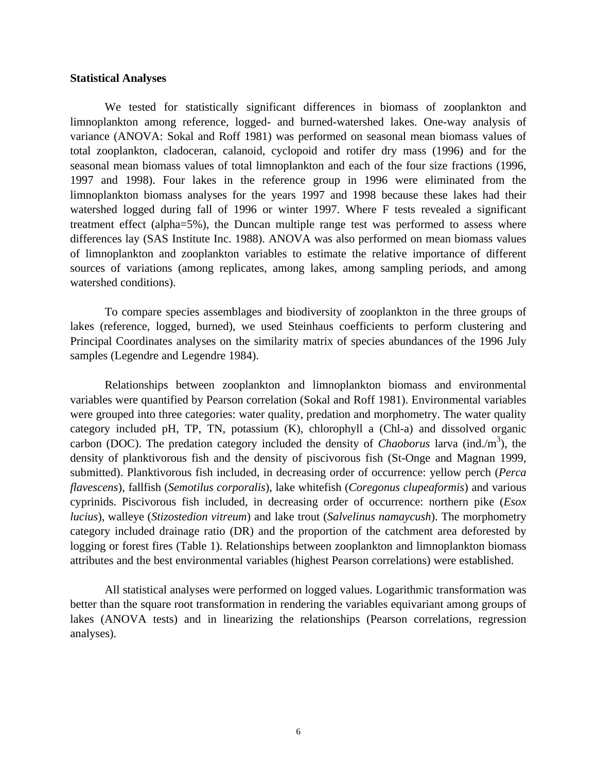**Statistical Analyses**

We tested for statistically significant differences in biomass of zooplankton and limnoplankton among reference, logged- and burned-watershed lakes. One-way analysis of variance (ANOVA: Sokal and Roff 1981) was performed on seasonal mean biomass values of total zooplankton, cladoceran, calanoid, cyclopoid and rotifer dry mass (1996) and for the seasonal mean biomass values of total limnoplankton and each of the four size fractions (1996, 1997 and 1998). Four lakes in the reference group in 1996 were eliminated from the limnoplankton biomass analyses for the years 1997 and 1998 because these lakes had their watershed logged during fall of 1996 or winter 1997. Where F tests revealed a significant treatment effect (alpha=5%), the Duncan multiple range test was performed to assess where differences lay (SAS Institute Inc. 1988). ANOVA was also performed on mean biomass values of limnoplankton and zooplankton variables to estimate the relative importance of different sources of variations (among replicates, among lakes, among sampling periods, and among watershed conditions).

To compare species assemblages and biodiversity of zooplankton in the three groups of lakes (reference, logged, burned), we used Steinhaus coefficients to perform clustering and Principal Coordinates analyses on the similarity matrix of species abundances of the 1996 July samples (Legendre and Legendre 1984).

Relationships between zooplankton and limnoplankton biomass and environmental variables were quantified by Pearson correlation (Sokal and Roff 1981). Environmental variables were grouped into three categories: water quality, predation and morphometry. The water quality category included pH, TP, TN, potassium (K), chlorophyll a (Chl-a) and dissolved organic carbon (DOC). The predation category included the density of *Chaoborus* larva (ind./$m^3$), the density of planktivorous fish and the density of piscivorous fish (St-Onge and Magnan 1999, submitted). Planktivorous fish included, in decreasing order of occurrence: yellow perch (*Perca flavescens*), fallfish (*Semotilus corporalis*), lake whitefish (*Coregonus clupeaformis*) and various cyprinids. Piscivorous fish included, in decreasing order of occurrence: northern pike (*Esox lucius*), walleye (*Stizostedion vitreum*) and lake trout (*Salvelinus namaycush*). The morphometry category included drainage ratio (DR) and the proportion of the catchment area deforested by logging or forest fires (Table 1). Relationships between zooplankton and limnoplankton biomass attributes and the best environmental variables (highest Pearson correlations) were established.

All statistical analyses were performed on logged values. Logarithmic transformation was better than the square root transformation in rendering the variables equivariant among groups of lakes (ANOVA tests) and in linearizing the relationships (Pearson correlations, regression analyses).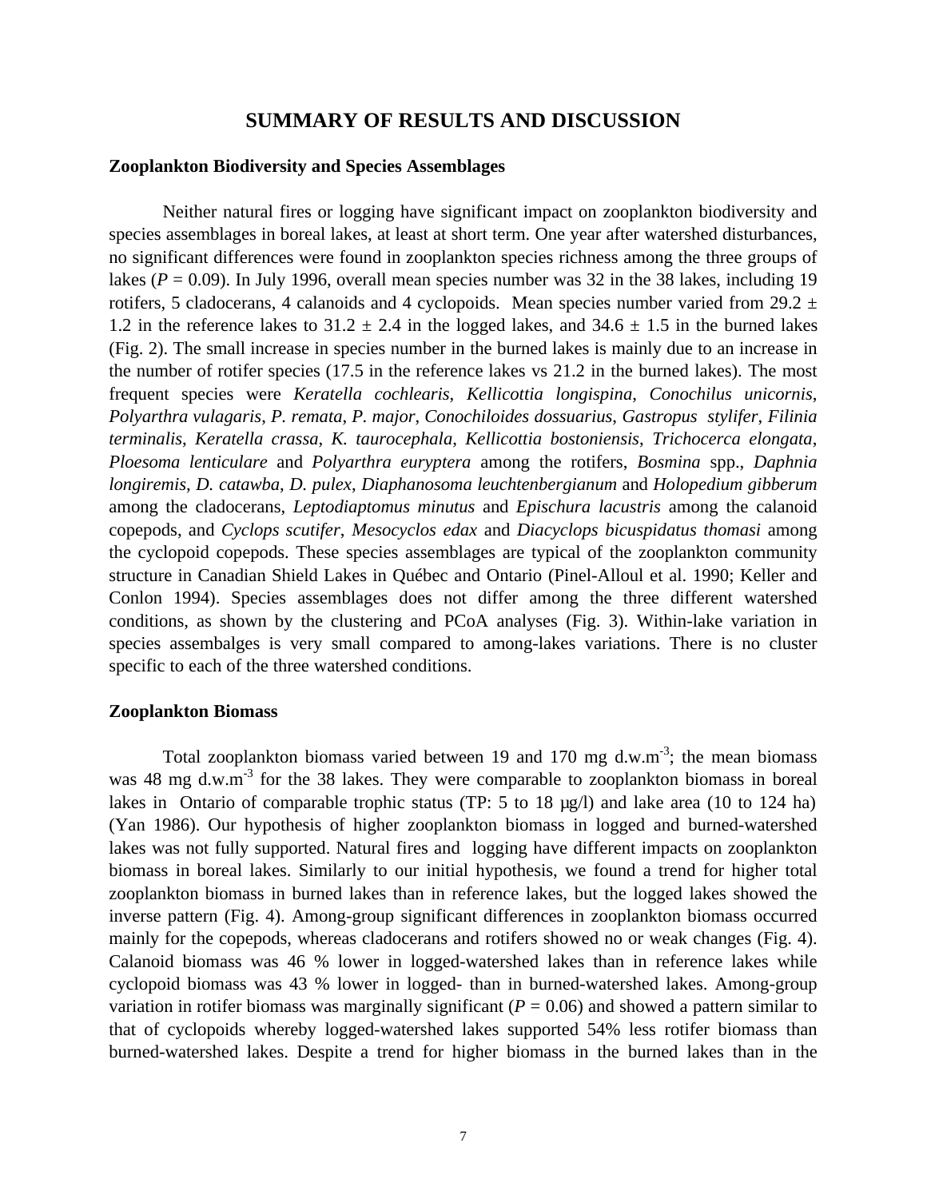## SUMMARY OF RESULTS AND DISCUSSION

### Zooplankton Biodiversity and Species Assemblages

Neither natural fires or logging have significant impact on zooplankton biodiversity and species assemblages in boreal lakes, at least at short term. One year after watershed disturbances, no significant differences were found in zooplankton species richness among the three groups of lakes (*P* = 0.09). In July 1996, overall mean species number was 32 in the 38 lakes, including 19 rotifers, 5 cladocerans, 4 calanoids and 4 cyclopoids. Mean species number varied from 29.2 ± 1.2 in the reference lakes to 31.2 ± 2.4 in the logged lakes, and 34.6 ± 1.5 in the burned lakes (Fig. 2). The small increase in species number in the burned lakes is mainly due to an increase in the number of rotifer species (17.5 in the reference lakes vs 21.2 in the burned lakes). The most frequent species were *Keratella cochlearis*, *Kellicottia longispina*, *Conochilus unicornis*, *Polyarthra vulagaris*, *P. remata*, *P. major*, *Conochiloides dossuarius*, *Gastropus stylifer*, *Filinia terminalis*, *Keratella crassa*, *K. taurocephala*, *Kellicottia bostoniensis*, *Trichocerca elongata*, *Ploesoma lenticulare* and *Polyarthra euryptera* among the rotifers, *Bosmina* spp., *Daphnia longiremis*, *D. catawba*, *D. pulex*, *Diaphanosoma leuchtenbergianum* and *Holopedium gibberum* among the cladocerans, *Leptodiaptomus minutus* and *Epischura lacustris* among the calanoid copepods, and *Cyclops scutifer*, *Mesocyclos edax* and *Diacyclops bicuspidatus thomasi* among the cyclopoid copepods. These species assemblages are typical of the zooplankton community structure in Canadian Shield Lakes in Québec and Ontario (Pinel-Alloul et al. 1990; Keller and Conlon 1994). Species assemblages does not differ among the three different watershed conditions, as shown by the clustering and PCoA analyses (Fig. 3). Within-lake variation in species assembalges is very small compared to among-lakes variations. There is no cluster specific to each of the three watershed conditions.

### Zooplankton Biomass

Total zooplankton biomass varied between 19 and 170 mg d.w.m$^{-3}$; the mean biomass was 48 mg d.w.m$^{-3}$ for the 38 lakes. They were comparable to zooplankton biomass in boreal lakes in Ontario of comparable trophic status (TP: 5 to 18 µg/l) and lake area (10 to 124 ha) (Yan 1986). Our hypothesis of higher zooplankton biomass in logged and burned-watershed lakes was not fully supported. Natural fires and logging have different impacts on zooplankton biomass in boreal lakes. Similarly to our initial hypothesis, we found a trend for higher total zooplankton biomass in burned lakes than in reference lakes, but the logged lakes showed the inverse pattern (Fig. 4). Among-group significant differences in zooplankton biomass occurred mainly for the copepods, whereas cladocerans and rotifers showed no or weak changes (Fig. 4). Calanoid biomass was 46 % lower in logged-watershed lakes than in reference lakes while cyclopoid biomass was 43 % lower in logged- than in burned-watershed lakes. Among-group variation in rotifer biomass was marginally significant (*P* = 0.06) and showed a pattern similar to that of cyclopoids whereby logged-watershed lakes supported 54% less rotifer biomass than burned-watershed lakes. Despite a trend for higher biomass in the burned lakes than in the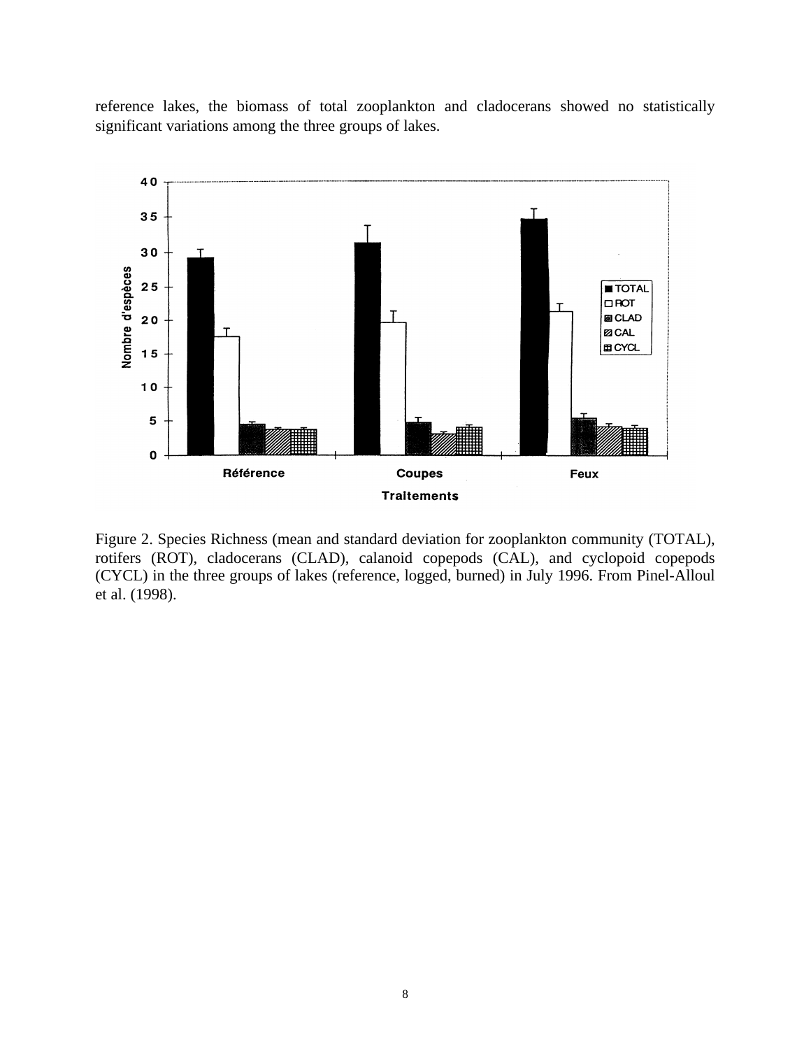reference lakes, the biomass of total zooplankton and cladocerans showed no statistically significant variations among the three groups of lakes.

Figure 2. Species Richness (mean and standard deviation for zooplankton community (TOTAL), rotifers (ROT), cladocerans (CLAD), calanoid copepods (CAL), and cyclopoid copepods (CYCL) in the three groups of lakes (reference, logged, burned) in July 1996. From Pinel-Alloul et al. (1998).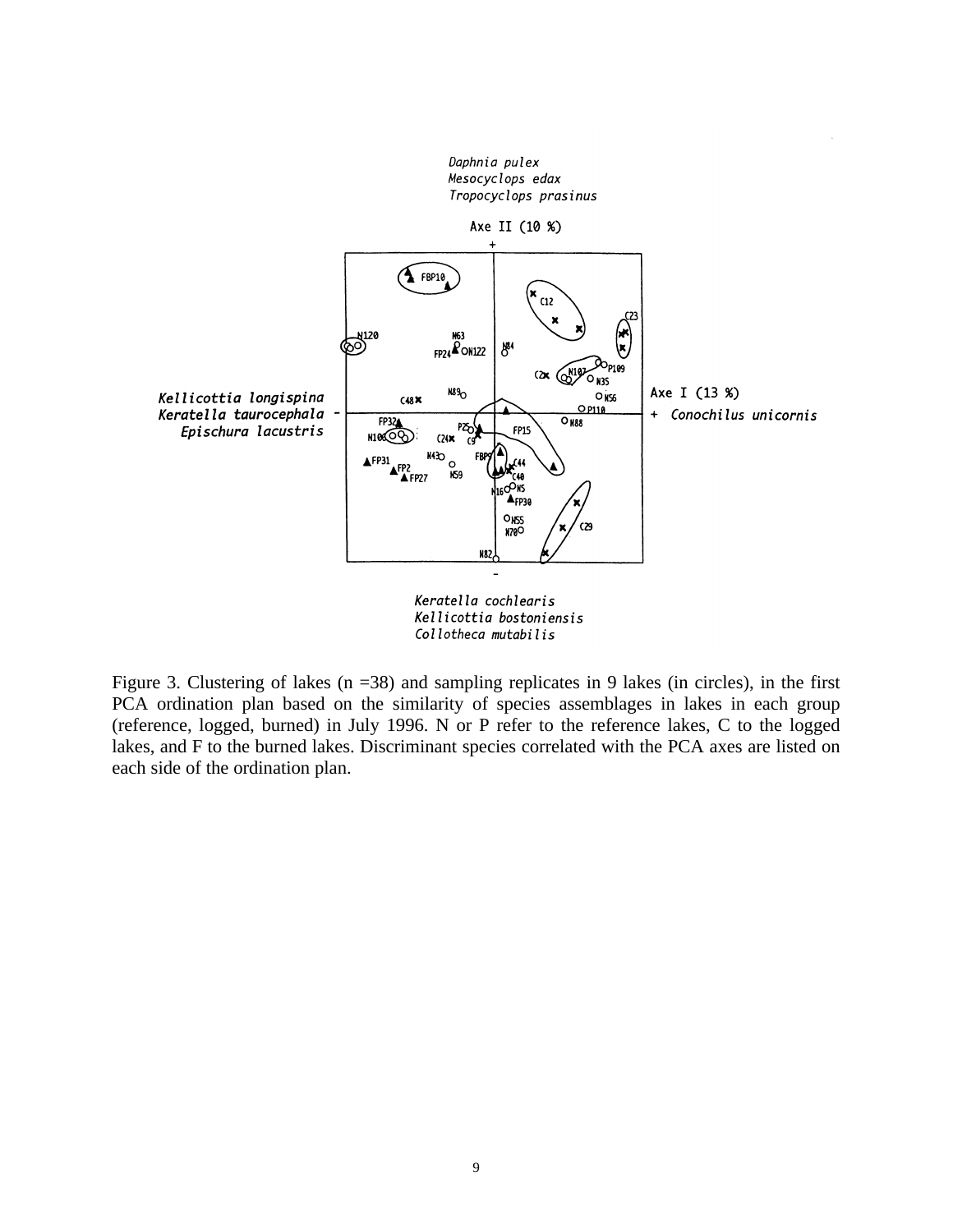*Daphnia pulex*
*Mesocyclops edax*
*Tropocyclops prasinus*

Axe II (10 %)

\+

FBP10

C12

C23

N120

N63

FP24

N122

N84

P109

C2

N107

N35

N89

N56

Axe I (13 %)

*Kellicottia longispina*
*Keratella taurocephala* -
*Epischura lacustris*

C48

P110

\+ *Conochilus unicornis*

FP32

N88

P25

FP15

N106

C24

C9

N43

FBP9

FP31

C44

FP2

N59

C40

FP27

N16

N5

FP30

N55

C29

N70

N82

\-

*Keratella cochlearis*
*Kellicottia bostoniensis*
*Collotheca mutabilis*

Figure 3. Clustering of lakes (n =38) and sampling replicates in 9 lakes (in circles), in the first PCA ordination plan based on the similarity of species assemblages in lakes in each group (reference, logged, burned) in July 1996. N or P refer to the reference lakes, C to the logged lakes, and F to the burned lakes. Discriminant species correlated with the PCA axes are listed on each side of the ordination plan.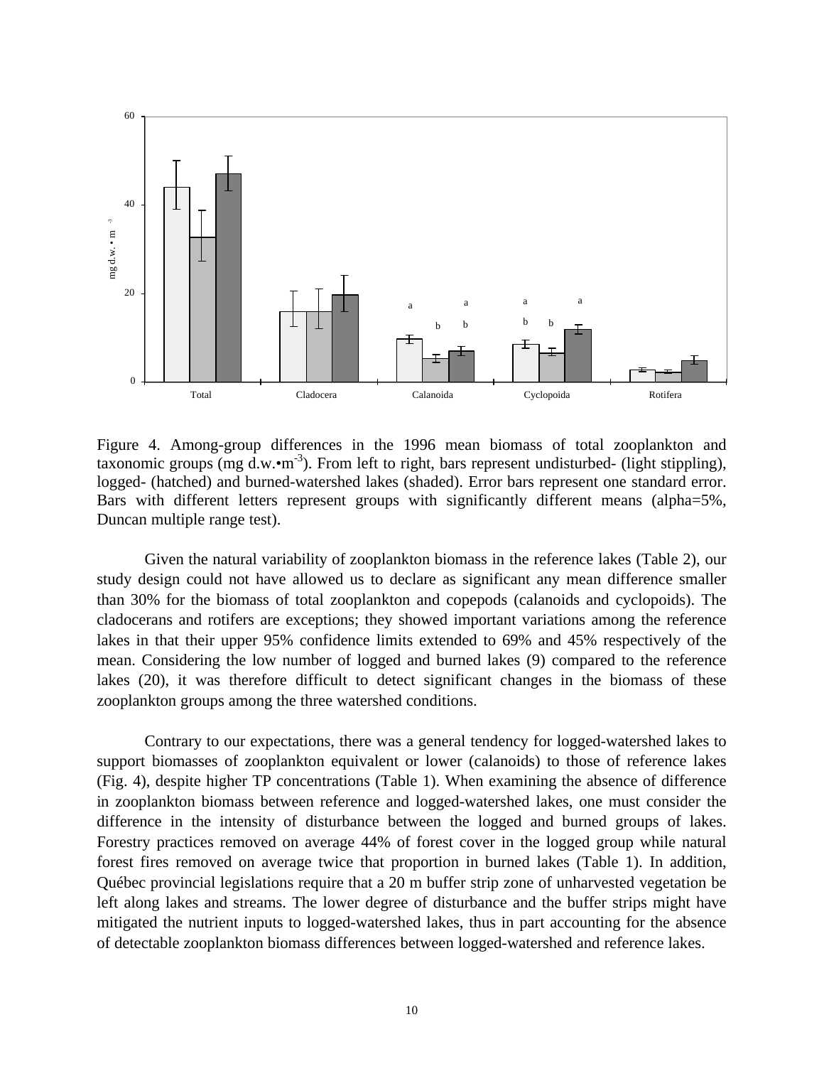60

40

20

0

mg d.w. • m -3

a b b a

a b b a

Total Cladocera Calanoida Cyclopoida Rotifera

Figure 4. Among-group differences in the 1996 mean biomass of total zooplankton and taxonomic groups (mg d.w.•m$^{-3}$). From left to right, bars represent undisturbed- (light stippling), logged- (hatched) and burned-watershed lakes (shaded). Error bars represent one standard error. Bars with different letters represent groups with significantly different means (alpha=5%, Duncan multiple range test).

Given the natural variability of zooplankton biomass in the reference lakes (Table 2), our study design could not have allowed us to declare as significant any mean difference smaller than 30% for the biomass of total zooplankton and copepods (calanoids and cyclopoids). The cladocerans and rotifers are exceptions; they showed important variations among the reference lakes in that their upper 95% confidence limits extended to 69% and 45% respectively of the mean. Considering the low number of logged and burned lakes (9) compared to the reference lakes (20), it was therefore difficult to detect significant changes in the biomass of these zooplankton groups among the three watershed conditions.

Contrary to our expectations, there was a general tendency for logged-watershed lakes to support biomasses of zooplankton equivalent or lower (calanoids) to those of reference lakes (Fig. 4), despite higher TP concentrations (Table 1). When examining the absence of difference in zooplankton biomass between reference and logged-watershed lakes, one must consider the difference in the intensity of disturbance between the logged and burned groups of lakes. Forestry practices removed on average 44% of forest cover in the logged group while natural forest fires removed on average twice that proportion in burned lakes (Table 1). In addition, Québec provincial legislations require that a 20 m buffer strip zone of unharvested vegetation be left along lakes and streams. The lower degree of disturbance and the buffer strips might have mitigated the nutrient inputs to logged-watershed lakes, thus in part accounting for the absence of detectable zooplankton biomass differences between logged-watershed and reference lakes.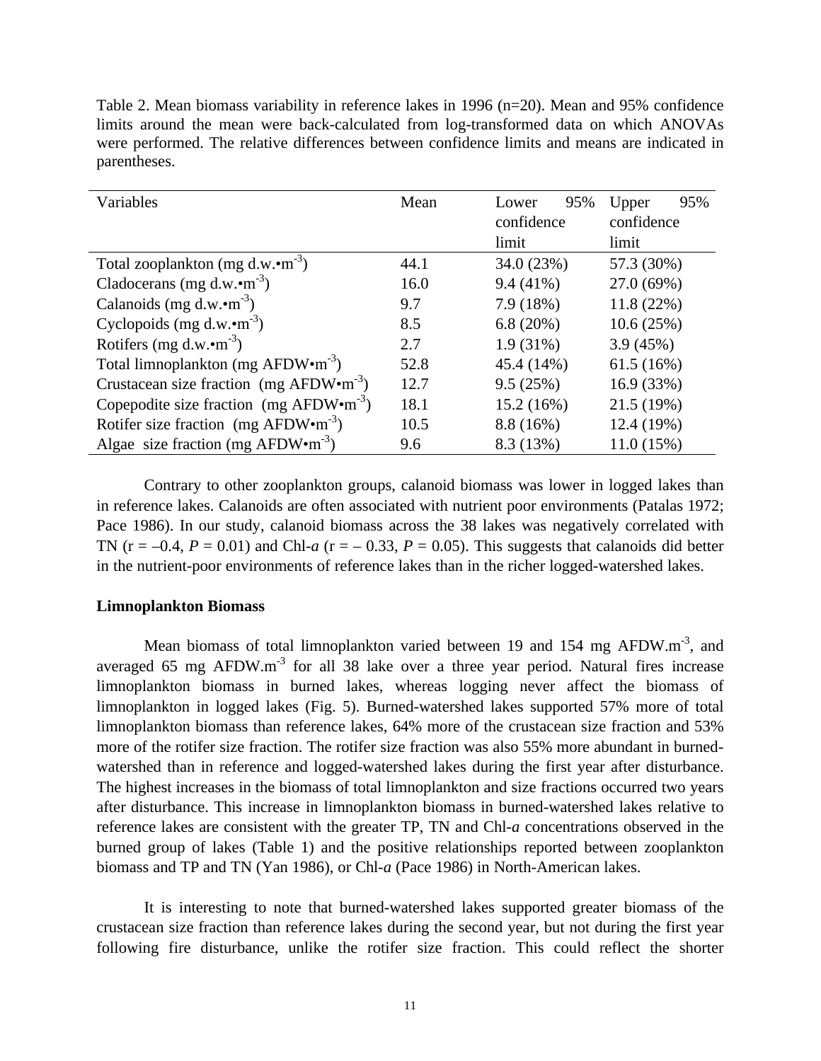Table 2. Mean biomass variability in reference lakes in 1996 (n=20). Mean and 95% confidence limits around the mean were back-calculated from log-transformed data on which ANOVAs were performed. The relative differences between confidence limits and means are indicated in parentheses.

| Variables | Mean | Lower 95% confidence limit | Upper 95% confidence limit |
|---|---|---|---|
| Total zooplankton (mg d.w.•m$^{-3}$) | 44.1 | 34.0 (23%) | 57.3 (30%) |
| Cladocerans (mg d.w.•m$^{-3}$) | 16.0 | 9.4 (41%) | 27.0 (69%) |
| Calanoids (mg d.w.•m$^{-3}$) | 9.7 | 7.9 (18%) | 11.8 (22%) |
| Cyclopoids (mg d.w.•m$^{-3}$) | 8.5 | 6.8 (20%) | 10.6 (25%) |
| Rotifers (mg d.w.•m$^{-3}$) | 2.7 | 1.9 (31%) | 3.9 (45%) |
| Total limnoplankton (mg AFDW•m$^{-3}$) | 52.8 | 45.4 (14%) | 61.5 (16%) |
| Crustacean size fraction (mg AFDW•m$^{-3}$) | 12.7 | 9.5 (25%) | 16.9 (33%) |
| Copepodite size fraction (mg AFDW•m$^{-3}$) | 18.1 | 15.2 (16%) | 21.5 (19%) |
| Rotifer size fraction (mg AFDW•m$^{-3}$) | 10.5 | 8.8 (16%) | 12.4 (19%) |
| Algae size fraction (mg AFDW•m$^{-3}$) | 9.6 | 8.3 (13%) | 11.0 (15%) |

Contrary to other zooplankton groups, calanoid biomass was lower in logged lakes than in reference lakes. Calanoids are often associated with nutrient poor environments (Patalas 1972; Pace 1986). In our study, calanoid biomass across the 38 lakes was negatively correlated with TN ($r = -0.4$, $P = 0.01$) and Chl-*a* ($r = -0.33$, $P = 0.05$). This suggests that calanoids did better in the nutrient-poor environments of reference lakes than in the richer logged-watershed lakes.

**Limnoplankton Biomass**

Mean biomass of total limnoplankton varied between 19 and 154 mg AFDW.m$^{-3}$, and averaged 65 mg AFDW.m$^{-3}$ for all 38 lake over a three year period. Natural fires increase limnoplankton biomass in burned lakes, whereas logging never affect the biomass of limnoplankton in logged lakes (Fig. 5). Burned-watershed lakes supported 57% more of total limnoplankton biomass than reference lakes, 64% more of the crustacean size fraction and 53% more of the rotifer size fraction. The rotifer size fraction was also 55% more abundant in burned-watershed than in reference and logged-watershed lakes during the first year after disturbance. The highest increases in the biomass of total limnoplankton and size fractions occurred two years after disturbance. This increase in limnoplankton biomass in burned-watershed lakes relative to reference lakes are consistent with the greater TP, TN and Chl-*a* concentrations observed in the burned group of lakes (Table 1) and the positive relationships reported between zooplankton biomass and TP and TN (Yan 1986), or Chl-*a* (Pace 1986) in North-American lakes.

It is interesting to note that burned-watershed lakes supported greater biomass of the crustacean size fraction than reference lakes during the second year, but not during the first year following fire disturbance, unlike the rotifer size fraction. This could reflect the shorter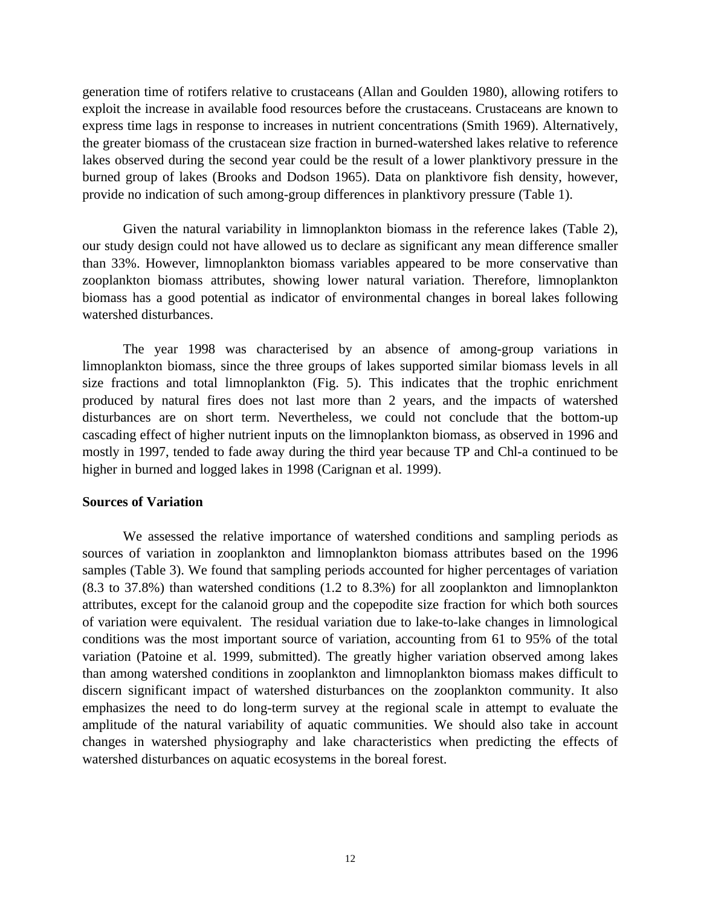generation time of rotifers relative to crustaceans (Allan and Goulden 1980), allowing rotifers to exploit the increase in available food resources before the crustaceans. Crustaceans are known to express time lags in response to increases in nutrient concentrations (Smith 1969). Alternatively, the greater biomass of the crustacean size fraction in burned-watershed lakes relative to reference lakes observed during the second year could be the result of a lower planktivory pressure in the burned group of lakes (Brooks and Dodson 1965). Data on planktivore fish density, however, provide no indication of such among-group differences in planktivory pressure (Table 1).

Given the natural variability in limnoplankton biomass in the reference lakes (Table 2), our study design could not have allowed us to declare as significant any mean difference smaller than 33%. However, limnoplankton biomass variables appeared to be more conservative than zooplankton biomass attributes, showing lower natural variation. Therefore, limnoplankton biomass has a good potential as indicator of environmental changes in boreal lakes following watershed disturbances.

The year 1998 was characterised by an absence of among-group variations in limnoplankton biomass, since the three groups of lakes supported similar biomass levels in all size fractions and total limnoplankton (Fig. 5). This indicates that the trophic enrichment produced by natural fires does not last more than 2 years, and the impacts of watershed disturbances are on short term. Nevertheless, we could not conclude that the bottom-up cascading effect of higher nutrient inputs on the limnoplankton biomass, as observed in 1996 and mostly in 1997, tended to fade away during the third year because TP and Chl-a continued to be higher in burned and logged lakes in 1998 (Carignan et al. 1999).

**Sources of Variation**

We assessed the relative importance of watershed conditions and sampling periods as sources of variation in zooplankton and limnoplankton biomass attributes based on the 1996 samples (Table 3). We found that sampling periods accounted for higher percentages of variation (8.3 to 37.8%) than watershed conditions (1.2 to 8.3%) for all zooplankton and limnoplankton attributes, except for the calanoid group and the copepodite size fraction for which both sources of variation were equivalent. The residual variation due to lake-to-lake changes in limnological conditions was the most important source of variation, accounting from 61 to 95% of the total variation (Patoine et al. 1999, submitted). The greatly higher variation observed among lakes than among watershed conditions in zooplankton and limnoplankton biomass makes difficult to discern significant impact of watershed disturbances on the zooplankton community. It also emphasizes the need to do long-term survey at the regional scale in attempt to evaluate the amplitude of the natural variability of aquatic communities. We should also take in account changes in watershed physiography and lake characteristics when predicting the effects of watershed disturbances on aquatic ecosystems in the boreal forest.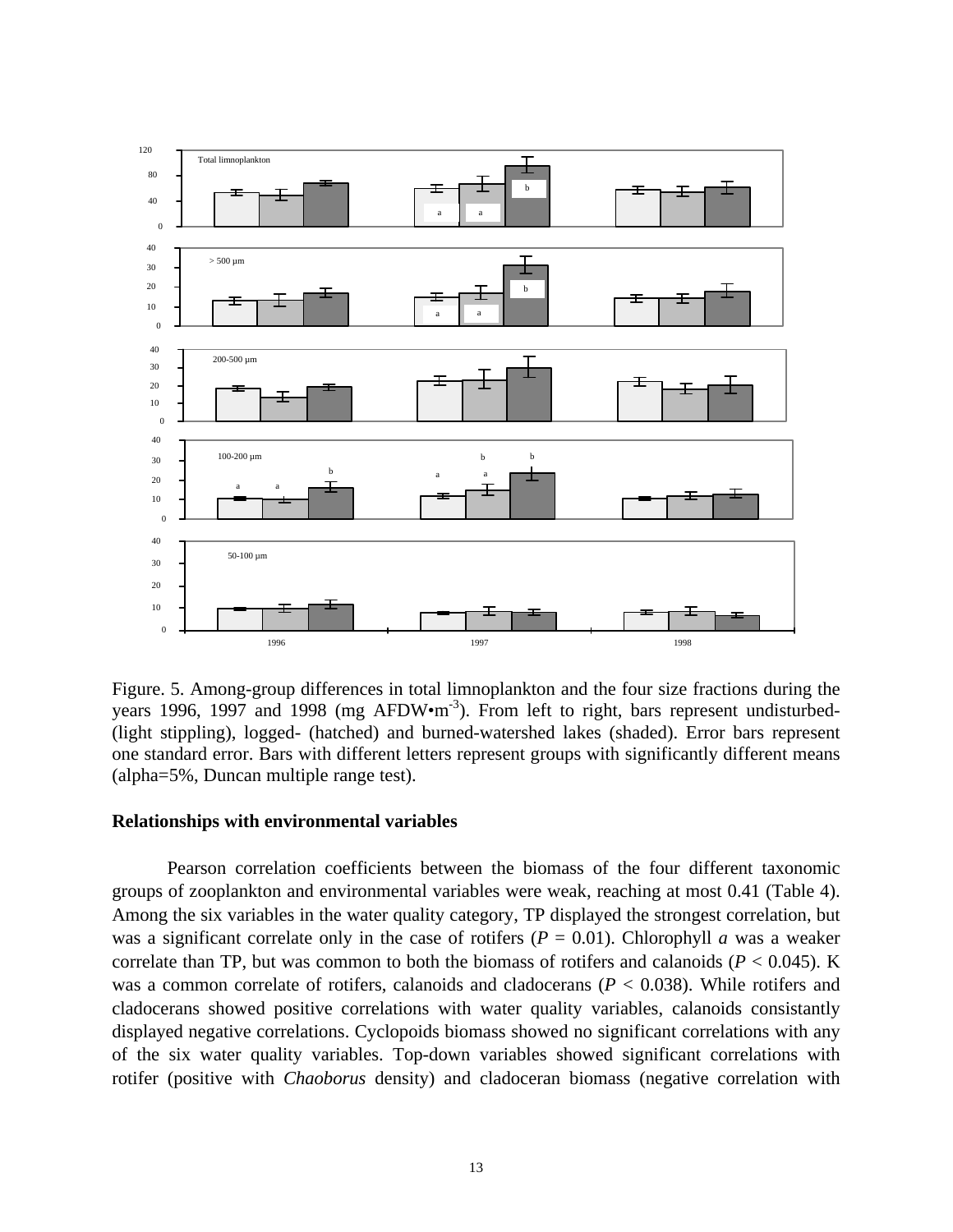120

80

40

0

Total limnoplankton

a a b

40

30

20

10

0

> 500 µm

a a b

40

30

20

10

0

200-500 µm

40

30

20

10

0

100-200 µm

a a b

a a

b b

40

30

20

10

0

50-100 µm

1996 1997 1998

Figure. 5. Among-group differences in total limnoplankton and the four size fractions during the years 1996, 1997 and 1998 (mg AFDW•m$^{-3}$). From left to right, bars represent undisturbed- (light stippling), logged- (hatched) and burned-watershed lakes (shaded). Error bars represent one standard error. Bars with different letters represent groups with significantly different means (alpha=5%, Duncan multiple range test).

### Relationships with environmental variables

Pearson correlation coefficients between the biomass of the four different taxonomic groups of zooplankton and environmental variables were weak, reaching at most 0.41 (Table 4). Among the six variables in the water quality category, TP displayed the strongest correlation, but was a significant correlate only in the case of rotifers ($P$ = 0.01). Chlorophyll *a* was a weaker correlate than TP, but was common to both the biomass of rotifers and calanoids ($P$ < 0.045). K was a common correlate of rotifers, calanoids and cladocerans ($P$ < 0.038). While rotifers and cladocerans showed positive correlations with water quality variables, calanoids consistantly displayed negative correlations. Cyclopoids biomass showed no significant correlations with any of the six water quality variables. Top-down variables showed significant correlations with rotifer (positive with *Chaoborus* density) and cladoceran biomass (negative correlation with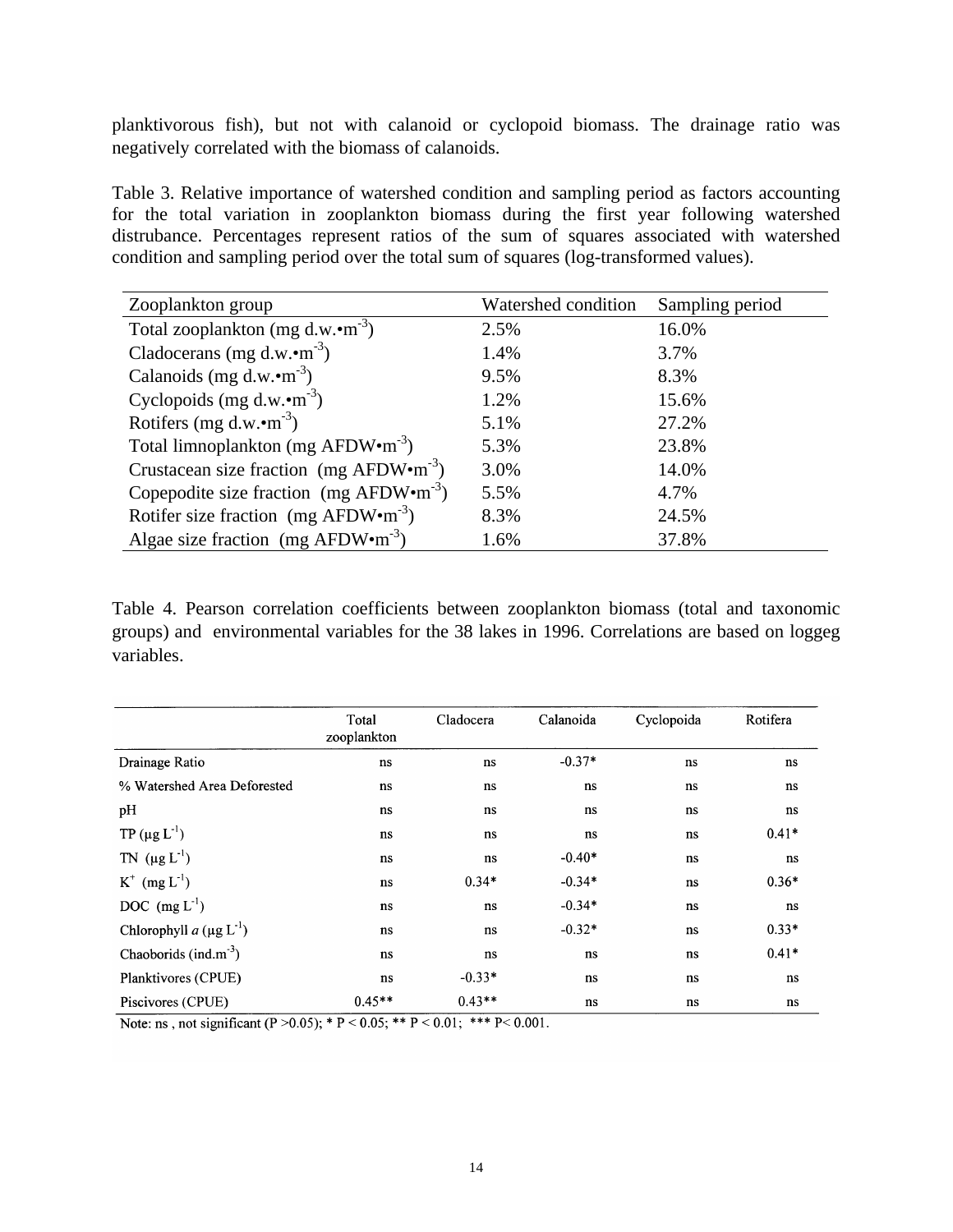planktivorous fish), but not with calanoid or cyclopoid biomass. The drainage ratio was negatively correlated with the biomass of calanoids.

Table 3. Relative importance of watershed condition and sampling period as factors accounting for the total variation in zooplankton biomass during the first year following watershed distrubance. Percentages represent ratios of the sum of squares associated with watershed condition and sampling period over the total sum of squares (log-transformed values).

| Zooplankton group | Watershed condition | Sampling period |
|---|---|---|
| Total zooplankton (mg d.w.•m$^{-3}$) | 2.5% | 16.0% |
| Cladocerans (mg d.w.•m$^{-3}$) | 1.4% | 3.7% |
| Calanoids (mg d.w.•m$^{-3}$) | 9.5% | 8.3% |
| Cyclopoids (mg d.w.•m$^{-3}$) | 1.2% | 15.6% |
| Rotifers (mg d.w.•m$^{-3}$) | 5.1% | 27.2% |
| Total limnoplankton (mg AFDW•m$^{-3}$) | 5.3% | 23.8% |
| Crustacean size fraction (mg AFDW•m$^{-3}$) | 3.0% | 14.0% |
| Copepodite size fraction (mg AFDW•m$^{-3}$) | 5.5% | 4.7% |
| Rotifer size fraction (mg AFDW•m$^{-3}$) | 8.3% | 24.5% |
| Algae size fraction (mg AFDW•m$^{-3}$) | 1.6% | 37.8% |

Table 4. Pearson correlation coefficients between zooplankton biomass (total and taxonomic groups) and environmental variables for the 38 lakes in 1996. Correlations are based on loggeg variables.

| | Total zooplankton | Cladocera | Calanoida | Cyclopoida | Rotifera |
|---|---|---|---|---|---|
| Drainage Ratio | ns | ns | -0.37* | ns | ns |
| % Watershed Area Deforested | ns | ns | ns | ns | ns |
| pH | ns | ns | ns | ns | ns |
| TP (μg L$^{-1}$) | ns | ns | ns | ns | 0.41* |
| TN (μg L$^{-1}$) | ns | ns | -0.40* | ns | ns |
| $K^{+}$ (mg L$^{-1}$) | ns | 0.34* | -0.34* | ns | 0.36* |
| DOC (mg L$^{-1}$) | ns | ns | -0.34* | ns | ns |
| Chlorophyll *a* (μg L$^{-1}$) | ns | ns | -0.32* | ns | 0.33* |
| Chaoborids (ind.m$^{-3}$) | ns | ns | ns | ns | 0.41* |
| Planktivores (CPUE) | ns | -0.33* | ns | ns | ns |
| Piscivores (CPUE) | 0.45** | 0.43** | ns | ns | ns |

Note: ns , not significant ($P > 0.05$); * $P < 0.05$; ** $P < 0.01$; *** $P < 0.001$.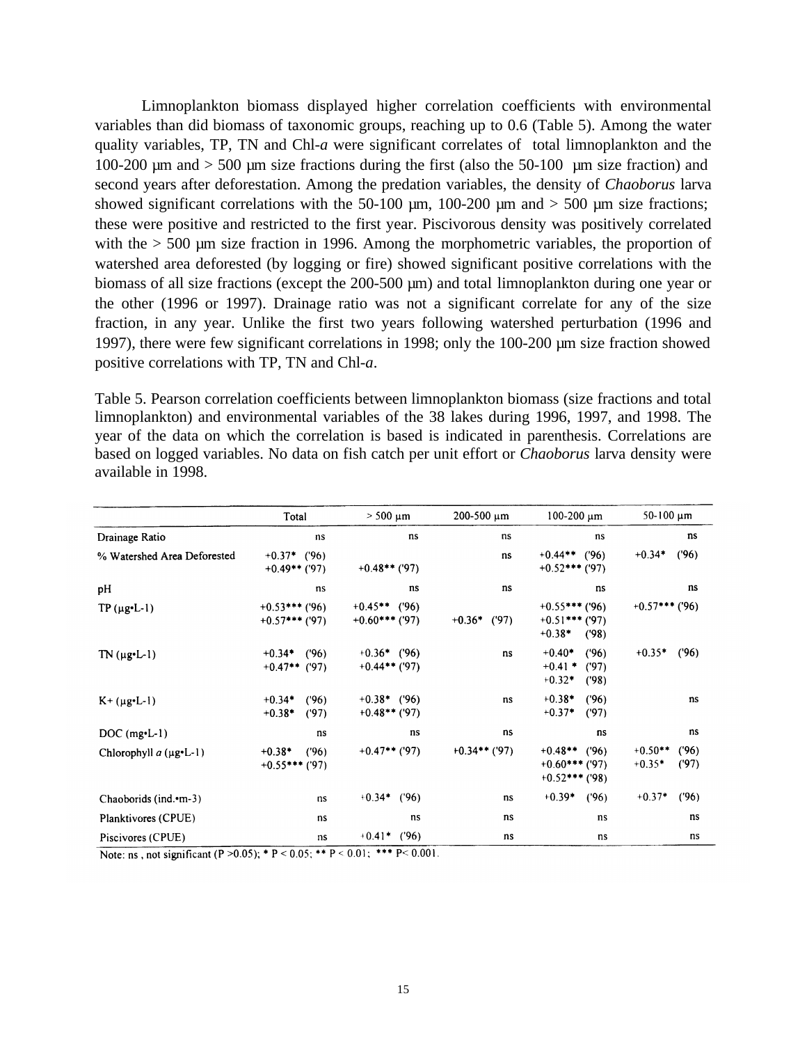Limnoplankton biomass displayed higher correlation coefficients with environmental variables than did biomass of taxonomic groups, reaching up to 0.6 (Table 5). Among the water quality variables, TP, TN and Chl-*a* were significant correlates of total limnoplankton and the 100-200 µm and > 500 µm size fractions during the first (also the 50-100 µm size fraction) and second years after deforestation. Among the predation variables, the density of *Chaoborus* larva showed significant correlations with the 50-100 µm, 100-200 µm and > 500 µm size fractions; these were positive and restricted to the first year. Piscivorous density was positively correlated with the > 500 µm size fraction in 1996. Among the morphometric variables, the proportion of watershed area deforested (by logging or fire) showed significant positive correlations with the biomass of all size fractions (except the 200-500 µm) and total limnoplankton during one year or the other (1996 or 1997). Drainage ratio was not a significant correlate for any of the size fraction, in any year. Unlike the first two years following watershed perturbation (1996 and 1997), there were few significant correlations in 1998; only the 100-200 µm size fraction showed positive correlations with TP, TN and Chl-*a*.

Table 5. Pearson correlation coefficients between limnoplankton biomass (size fractions and total limnoplankton) and environmental variables of the 38 lakes during 1996, 1997, and 1998. The year of the data on which the correlation is based is indicated in parenthesis. Correlations are based on logged variables. No data on fish catch per unit effort or *Chaoborus* larva density were available in 1998.

| | Total | > 500 µm | 200-500 µm | 100-200 µm | 50-100 µm |
|---|---|---|---|---|---|
| Drainage Ratio | ns | ns | ns | ns | ns |
| % Watershed Area Deforested | +0.37* ('96)<br>+0.49** ('97) | +0.48** ('97) | ns | +0.44** ('96)<br>+0.52*** ('97) | +0.34* ('96) |
| pH | ns | ns | ns | ns | ns |
| TP (µg•L-1) | +0.53*** ('96)<br>+0.57*** ('97) | +0.45** ('96)<br>+0.60*** ('97) | +0.36* ('97) | +0.55*** ('96)<br>+0.51*** ('97)<br>+0.38* ('98) | +0.57*** ('96) |
| TN (µg•L-1) | +0.34* ('96)<br>+0.47** ('97) | +0.36* ('96)<br>+0.44** ('97) | ns | +0.40* ('96)<br>+0.41 * ('97)<br>+0.32* ('98) | +0.35* ('96) |
| K+ (µg•L-1) | +0.34* ('96)<br>+0.38* ('97) | +0.38* ('96)<br>+0.48** ('97) | ns | +0.38* ('96)<br>+0.37* ('97) | ns |
| DOC (mg•L-1) | ns | ns | ns | ns | ns |
| Chlorophyll *a* (µg•L-1) | +0.38* ('96)<br>+0.55*** ('97) | +0.47** ('97) | +0.34** ('97) | +0.48** ('96)<br>+0.60*** ('97)<br>+0.52*** ('98) | +0.50** ('96)<br>+0.35* ('97) |
| Chaoborids (ind.•m-3) | ns | +0.34* ('96) | ns | +0.39* ('96) | +0.37* ('96) |
| Planktivores (CPUE) | ns | ns | ns | ns | ns |
| Piscivores (CPUE) | ns | +0.41* ('96) | ns | ns | ns |

Note: ns , not significant ($P > 0.05$); * $P < 0.05$; ** $P < 0.01$; *** $P < 0.001$.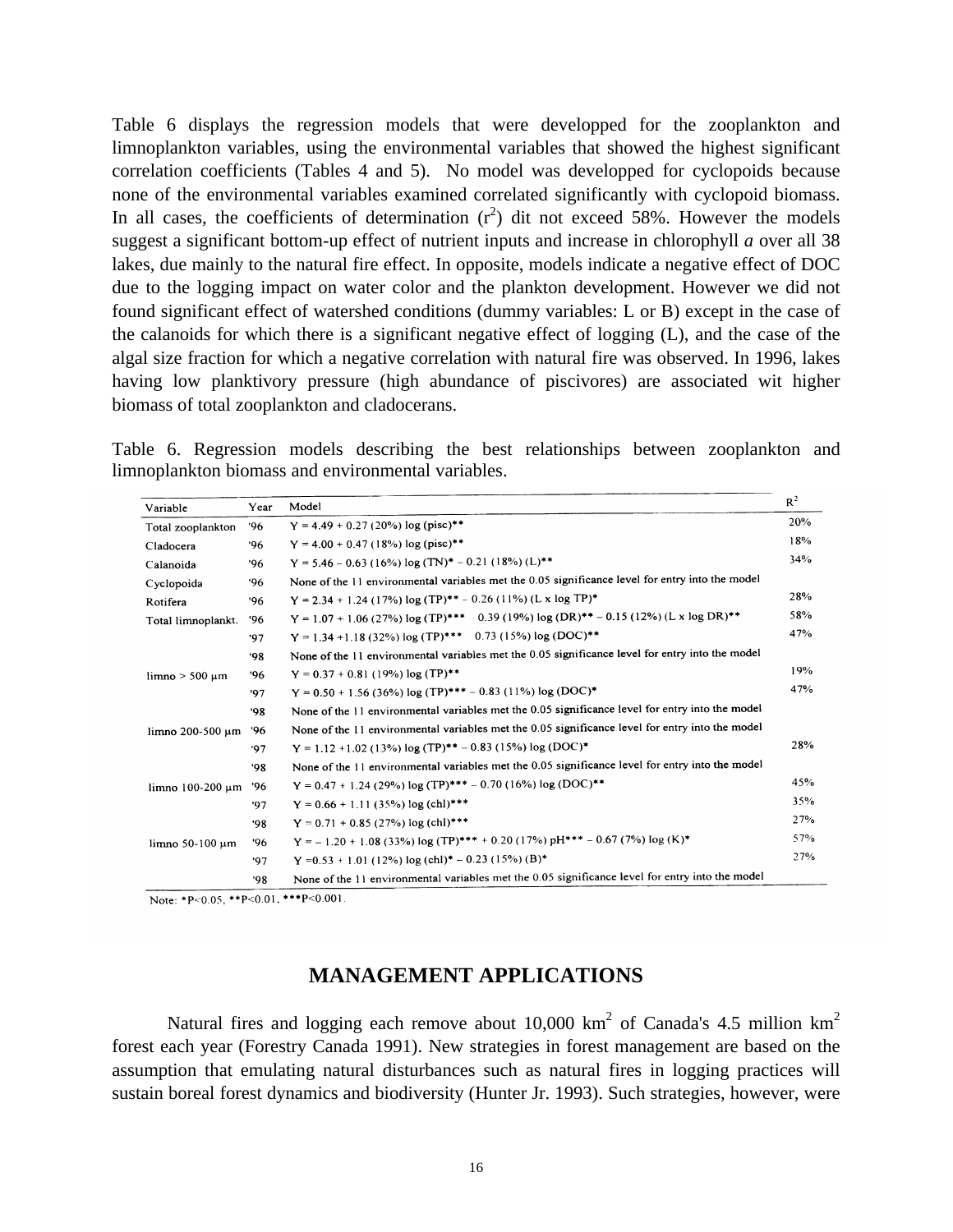Table 6 displays the regression models that were developped for the zooplankton and limnoplankton variables, using the environmental variables that showed the highest significant correlation coefficients (Tables 4 and 5). No model was developped for cyclopoids because none of the environmental variables examined correlated significantly with cyclopoid biomass. In all cases, the coefficients of determination ($r^2$) dit not exceed 58%. However the models suggest a significant bottom-up effect of nutrient inputs and increase in chlorophyll *a* over all 38 lakes, due mainly to the natural fire effect. In opposite, models indicate a negative effect of DOC due to the logging impact on water color and the plankton development. However we did not found significant effect of watershed conditions (dummy variables: L or B) except in the case of the calanoids for which there is a significant negative effect of logging (L), and the case of the algal size fraction for which a negative correlation with natural fire was observed. In 1996, lakes having low planktivory pressure (high abundance of piscivores) are associated wit higher biomass of total zooplankton and cladocerans.

Table 6. Regression models describing the best relationships between zooplankton and limnoplankton biomass and environmental variables.

| Variable | Year | Model | $R^2$ |
|---|---|---|---|
| Total zooplankton | '96 | Y = 4.49 + 0.27 (20%) log (pisc)** | 20% |
| Cladocera | '96 | Y = 4.00 + 0.47 (18%) log (pisc)** | 18% |
| Calanoida | '96 | Y = 5.46 – 0.63 (16%) log (TN)* – 0.21 (18%) (L)** | 34% |
| Cyclopoida | '96 | None of the 11 environmental variables met the 0.05 significance level for entry into the model | |
| Rotifera | '96 | Y = 2.34 + 1.24 (17%) log (TP)** – 0.26 (11%) (L x log TP)* | 28% |
| Total limnoplankt. | '96 | Y = 1.07 + 1.06 (27%) log (TP)*** – 0.39 (19%) log (DR)** – 0.15 (12%) (L x log DR)** | 58% |
| | '97 | Y = 1.34 +1.18 (32%) log (TP)*** – 0.73 (15%) log (DOC)** | 47% |
| | '98 | None of the 11 environmental variables met the 0.05 significance level for entry into the model | |
| limno > 500 µm | '96 | Y = 0.37 + 0.81 (19%) log (TP)** | 19% |
| | '97 | Y = 0.50 + 1.56 (36%) log (TP)*** – 0.83 (11%) log (DOC)* | 47% |
| | '98 | None of the 11 environmental variables met the 0.05 significance level for entry into the model | |
| limno 200-500 µm | '96 | None of the 11 environmental variables met the 0.05 significance level for entry into the model | |
| | '97 | Y = 1.12 +1.02 (13%) log (TP)** – 0.83 (15%) log (DOC)* | 28% |
| | '98 | None of the 11 environmental variables met the 0.05 significance level for entry into the model | |
| limno 100-200 µm | '96 | Y = 0.47 + 1.24 (29%) log (TP)*** – 0.70 (16%) log (DOC)** | 45% |
| | '97 | Y = 0.66 + 1.11 (35%) log (chl)*** | 35% |
| | '98 | Y = 0.71 + 0.85 (27%) log (chl)*** | 27% |
| limno 50-100 µm | '96 | Y = – 1.20 + 1.08 (33%) log (TP)*** + 0.20 (17%) pH*** – 0.67 (7%) log (K)* | 57% |
| | '97 | Y =0.53 + 1.01 (12%) log (chl)* – 0.23 (15%) (B)* | 27% |
| | '98 | None of the 11 environmental variables met the 0.05 significance level for entry into the model | |

Note: *P<0.05, **P<0.01, ***P<0.001.

## MANAGEMENT APPLICATIONS

Natural fires and logging each remove about 10,000 $km^2$ of Canada's 4.5 million $km^2$ forest each year (Forestry Canada 1991). New strategies in forest management are based on the assumption that emulating natural disturbances such as natural fires in logging practices will sustain boreal forest dynamics and biodiversity (Hunter Jr. 1993). Such strategies, however, were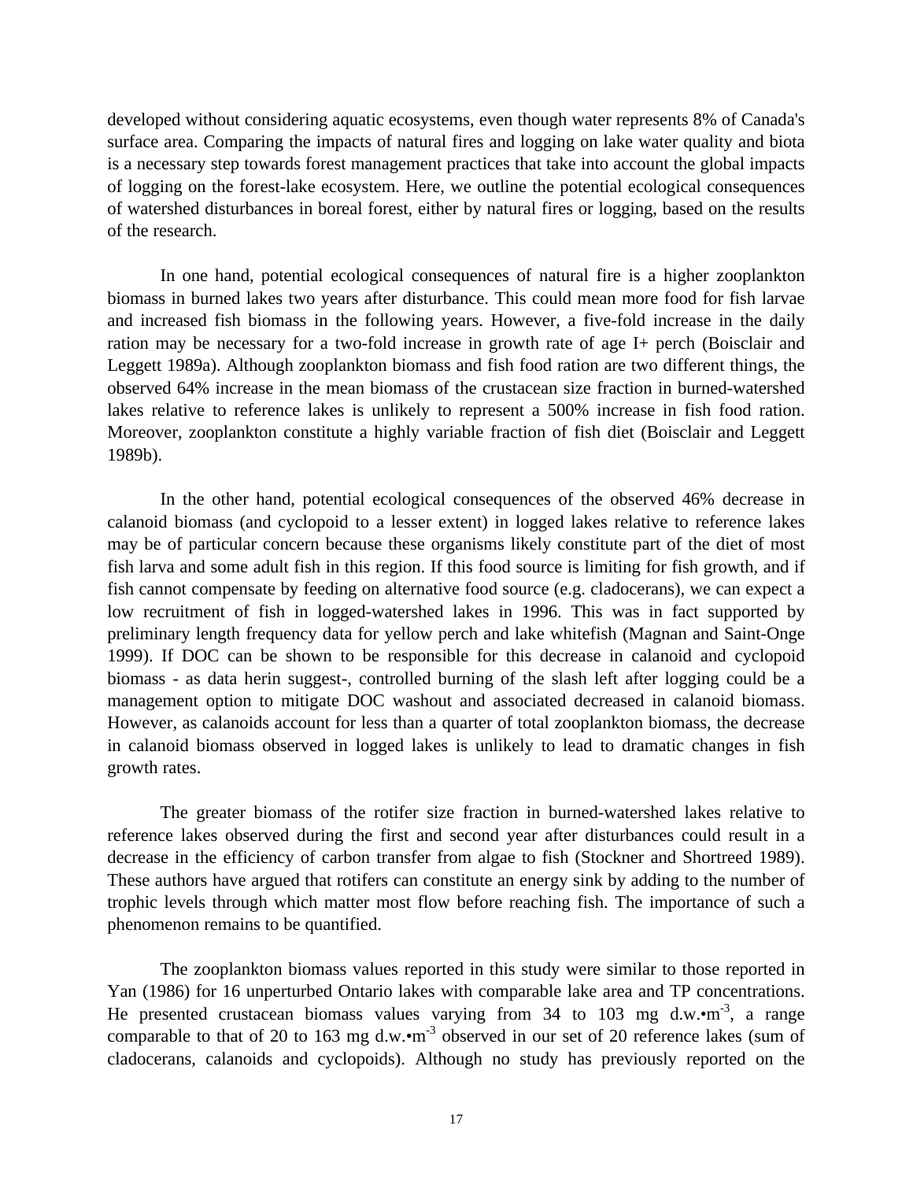developed without considering aquatic ecosystems, even though water represents 8% of Canada's surface area. Comparing the impacts of natural fires and logging on lake water quality and biota is a necessary step towards forest management practices that take into account the global impacts of logging on the forest-lake ecosystem. Here, we outline the potential ecological consequences of watershed disturbances in boreal forest, either by natural fires or logging, based on the results of the research.

In one hand, potential ecological consequences of natural fire is a higher zooplankton biomass in burned lakes two years after disturbance. This could mean more food for fish larvae and increased fish biomass in the following years. However, a five-fold increase in the daily ration may be necessary for a two-fold increase in growth rate of age I+ perch (Boisclair and Leggett 1989a). Although zooplankton biomass and fish food ration are two different things, the observed 64% increase in the mean biomass of the crustacean size fraction in burned-watershed lakes relative to reference lakes is unlikely to represent a 500% increase in fish food ration. Moreover, zooplankton constitute a highly variable fraction of fish diet (Boisclair and Leggett 1989b).

In the other hand, potential ecological consequences of the observed 46% decrease in calanoid biomass (and cyclopoid to a lesser extent) in logged lakes relative to reference lakes may be of particular concern because these organisms likely constitute part of the diet of most fish larva and some adult fish in this region. If this food source is limiting for fish growth, and if fish cannot compensate by feeding on alternative food source (e.g. cladocerans), we can expect a low recruitment of fish in logged-watershed lakes in 1996. This was in fact supported by preliminary length frequency data for yellow perch and lake whitefish (Magnan and Saint-Onge 1999). If DOC can be shown to be responsible for this decrease in calanoid and cyclopoid biomass - as data herin suggest-, controlled burning of the slash left after logging could be a management option to mitigate DOC washout and associated decreased in calanoid biomass. However, as calanoids account for less than a quarter of total zooplankton biomass, the decrease in calanoid biomass observed in logged lakes is unlikely to lead to dramatic changes in fish growth rates.

The greater biomass of the rotifer size fraction in burned-watershed lakes relative to reference lakes observed during the first and second year after disturbances could result in a decrease in the efficiency of carbon transfer from algae to fish (Stockner and Shortreed 1989). These authors have argued that rotifers can constitute an energy sink by adding to the number of trophic levels through which matter most flow before reaching fish. The importance of such a phenomenon remains to be quantified.

The zooplankton biomass values reported in this study were similar to those reported in Yan (1986) for 16 unperturbed Ontario lakes with comparable lake area and TP concentrations. He presented crustacean biomass values varying from 34 to 103 mg d.w.•$m^{-3}$, a range comparable to that of 20 to 163 mg d.w.•$m^{-3}$ observed in our set of 20 reference lakes (sum of cladocerans, calanoids and cyclopoids). Although no study has previously reported on the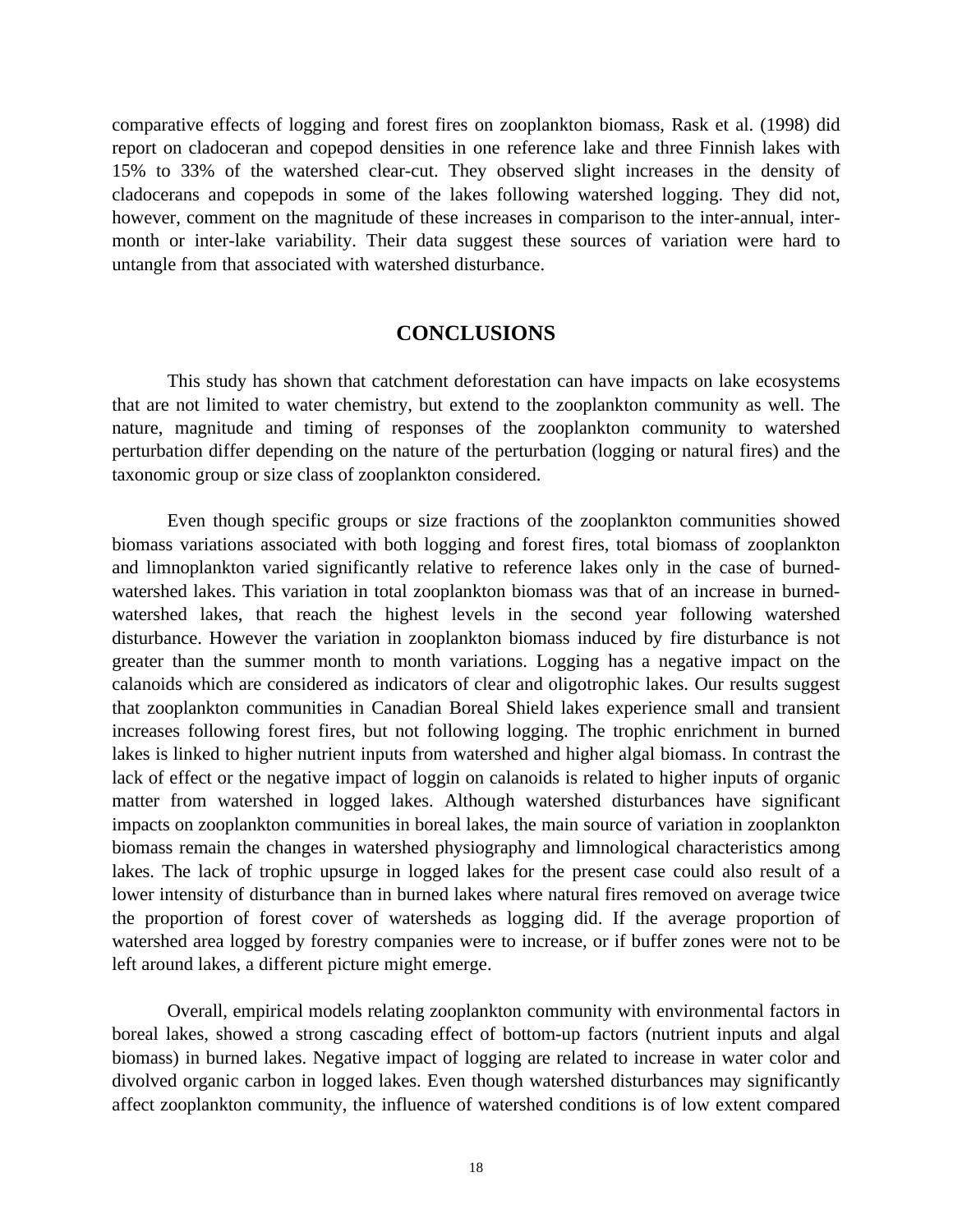comparative effects of logging and forest fires on zooplankton biomass, Rask et al. (1998) did report on cladoceran and copepod densities in one reference lake and three Finnish lakes with 15% to 33% of the watershed clear-cut. They observed slight increases in the density of cladocerans and copepods in some of the lakes following watershed logging. They did not, however, comment on the magnitude of these increases in comparison to the inter-annual, inter-month or inter-lake variability. Their data suggest these sources of variation were hard to untangle from that associated with watershed disturbance.

## CONCLUSIONS

This study has shown that catchment deforestation can have impacts on lake ecosystems that are not limited to water chemistry, but extend to the zooplankton community as well. The nature, magnitude and timing of responses of the zooplankton community to watershed perturbation differ depending on the nature of the perturbation (logging or natural fires) and the taxonomic group or size class of zooplankton considered.

Even though specific groups or size fractions of the zooplankton communities showed biomass variations associated with both logging and forest fires, total biomass of zooplankton and limnoplankton varied significantly relative to reference lakes only in the case of burned-watershed lakes. This variation in total zooplankton biomass was that of an increase in burned-watershed lakes, that reach the highest levels in the second year following watershed disturbance. However the variation in zooplankton biomass induced by fire disturbance is not greater than the summer month to month variations. Logging has a negative impact on the calanoids which are considered as indicators of clear and oligotrophic lakes. Our results suggest that zooplankton communities in Canadian Boreal Shield lakes experience small and transient increases following forest fires, but not following logging. The trophic enrichment in burned lakes is linked to higher nutrient inputs from watershed and higher algal biomass. In contrast the lack of effect or the negative impact of loggin on calanoids is related to higher inputs of organic matter from watershed in logged lakes. Although watershed disturbances have significant impacts on zooplankton communities in boreal lakes, the main source of variation in zooplankton biomass remain the changes in watershed physiography and limnological characteristics among lakes. The lack of trophic upsurge in logged lakes for the present case could also result of a lower intensity of disturbance than in burned lakes where natural fires removed on average twice the proportion of forest cover of watersheds as logging did. If the average proportion of watershed area logged by forestry companies were to increase, or if buffer zones were not to be left around lakes, a different picture might emerge.

Overall, empirical models relating zooplankton community with environmental factors in boreal lakes, showed a strong cascading effect of bottom-up factors (nutrient inputs and algal biomass) in burned lakes. Negative impact of logging are related to increase in water color and divolved organic carbon in logged lakes. Even though watershed disturbances may significantly affect zooplankton community, the influence of watershed conditions is of low extent compared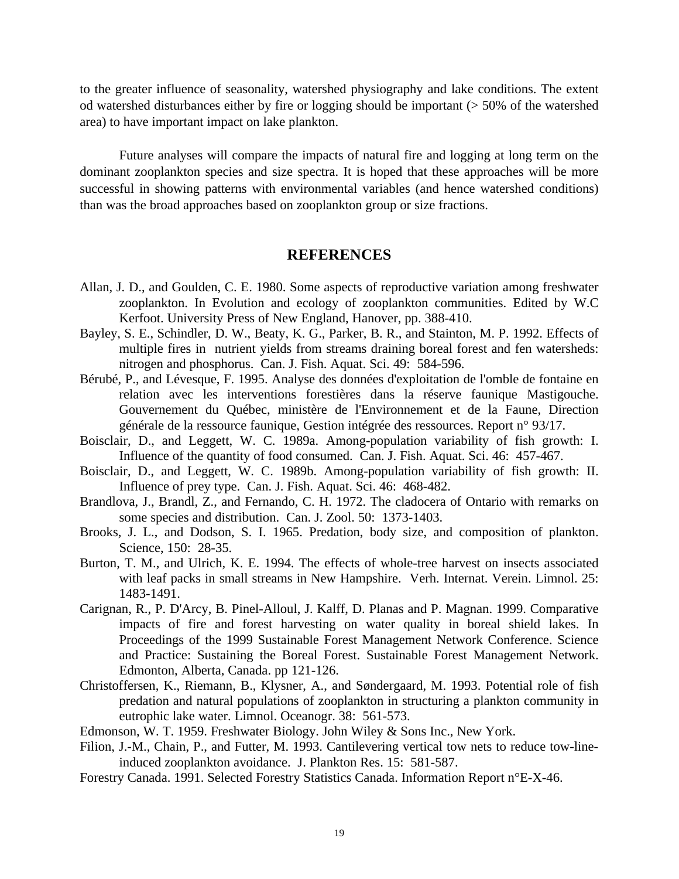to the greater influence of seasonality, watershed physiography and lake conditions. The extent od watershed disturbances either by fire or logging should be important (> 50% of the watershed area) to have important impact on lake plankton.

Future analyses will compare the impacts of natural fire and logging at long term on the dominant zooplankton species and size spectra. It is hoped that these approaches will be more successful in showing patterns with environmental variables (and hence watershed conditions) than was the broad approaches based on zooplankton group or size fractions.

## REFERENCES

Allan, J. D., and Goulden, C. E. 1980. Some aspects of reproductive variation among freshwater zooplankton. In Evolution and ecology of zooplankton communities. Edited by W.C Kerfoot. University Press of New England, Hanover, pp. 388-410.

Bayley, S. E., Schindler, D. W., Beaty, K. G., Parker, B. R., and Stainton, M. P. 1992. Effects of multiple fires in nutrient yields from streams draining boreal forest and fen watersheds: nitrogen and phosphorus. Can. J. Fish. Aquat. Sci. 49: 584-596.

Bérubé, P., and Lévesque, F. 1995. Analyse des données d'exploitation de l'omble de fontaine en relation avec les interventions forestières dans la réserve faunique Mastigouche. Gouvernement du Québec, ministère de l'Environnement et de la Faune, Direction générale de la ressource faunique, Gestion intégrée des ressources. Report n° 93/17.

Boisclair, D., and Leggett, W. C. 1989a. Among-population variability of fish growth: I. Influence of the quantity of food consumed. Can. J. Fish. Aquat. Sci. 46: 457-467.

Boisclair, D., and Leggett, W. C. 1989b. Among-population variability of fish growth: II. Influence of prey type. Can. J. Fish. Aquat. Sci. 46: 468-482.

Brandlova, J., Brandl, Z., and Fernando, C. H. 1972. The cladocera of Ontario with remarks on some species and distribution. Can. J. Zool. 50: 1373-1403.

Brooks, J. L., and Dodson, S. I. 1965. Predation, body size, and composition of plankton. Science, 150: 28-35.

Burton, T. M., and Ulrich, K. E. 1994. The effects of whole-tree harvest on insects associated with leaf packs in small streams in New Hampshire. Verh. Internat. Verein. Limnol. 25: 1483-1491.

Carignan, R., P. D'Arcy, B. Pinel-Alloul, J. Kalff, D. Planas and P. Magnan. 1999. Comparative impacts of fire and forest harvesting on water quality in boreal shield lakes. In Proceedings of the 1999 Sustainable Forest Management Network Conference. Science and Practice: Sustaining the Boreal Forest. Sustainable Forest Management Network. Edmonton, Alberta, Canada. pp 121-126.

Christoffersen, K., Riemann, B., Klysner, A., and Søndergaard, M. 1993. Potential role of fish predation and natural populations of zooplankton in structuring a plankton community in eutrophic lake water. Limnol. Oceanogr. 38: 561-573.

Edmonson, W. T. 1959. Freshwater Biology. John Wiley & Sons Inc., New York.

Filion, J.-M., Chain, P., and Futter, M. 1993. Cantilevering vertical tow nets to reduce tow-line-induced zooplankton avoidance. J. Plankton Res. 15: 581-587.

Forestry Canada. 1991. Selected Forestry Statistics Canada. Information Report n°E-X-46.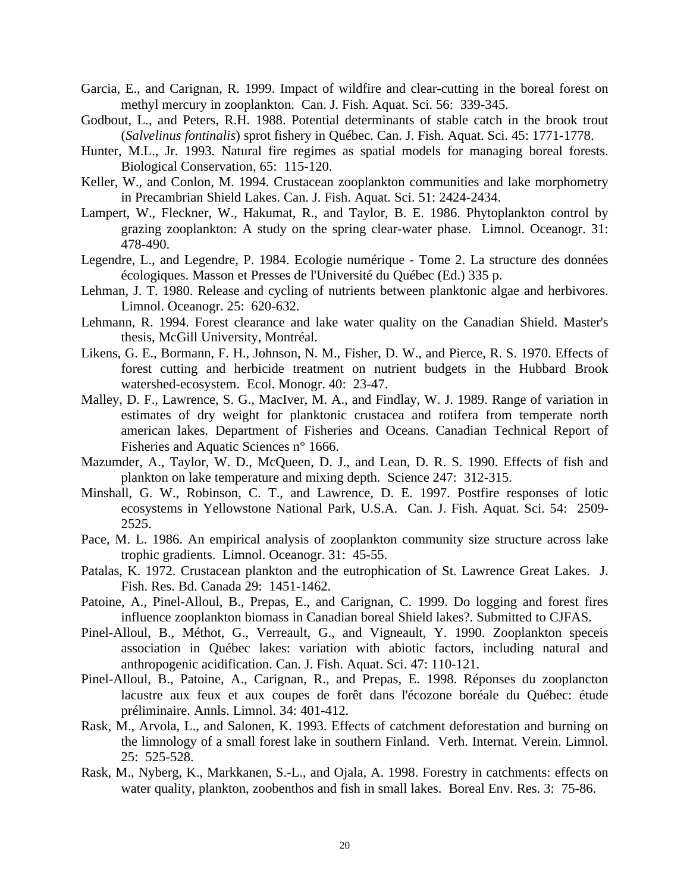Garcia, E., and Carignan, R. 1999. Impact of wildfire and clear-cutting in the boreal forest on methyl mercury in zooplankton. Can. J. Fish. Aquat. Sci. 56: 339-345.

Godbout, L., and Peters, R.H. 1988. Potential determinants of stable catch in the brook trout (*Salvelinus fontinalis*) sprot fishery in Québec. Can. J. Fish. Aquat. Sci. 45: 1771-1778.

Hunter, M.L., Jr. 1993. Natural fire regimes as spatial models for managing boreal forests. Biological Conservation, 65: 115-120.

Keller, W., and Conlon, M. 1994. Crustacean zooplankton communities and lake morphometry in Precambrian Shield Lakes. Can. J. Fish. Aquat. Sci. 51: 2424-2434.

Lampert, W., Fleckner, W., Hakumat, R., and Taylor, B. E. 1986. Phytoplankton control by grazing zooplankton: A study on the spring clear-water phase. Limnol. Oceanogr. 31: 478-490.

Legendre, L., and Legendre, P. 1984. Ecologie numérique - Tome 2. La structure des données écologiques. Masson et Presses de l'Université du Québec (Ed.) 335 p.

Lehman, J. T. 1980. Release and cycling of nutrients between planktonic algae and herbivores. Limnol. Oceanogr. 25: 620-632.

Lehmann, R. 1994. Forest clearance and lake water quality on the Canadian Shield. Master's thesis, McGill University, Montréal.

Likens, G. E., Bormann, F. H., Johnson, N. M., Fisher, D. W., and Pierce, R. S. 1970. Effects of forest cutting and herbicide treatment on nutrient budgets in the Hubbard Brook watershed-ecosystem. Ecol. Monogr. 40: 23-47.

Malley, D. F., Lawrence, S. G., MacIver, M. A., and Findlay, W. J. 1989. Range of variation in estimates of dry weight for planktonic crustacea and rotifera from temperate north american lakes. Department of Fisheries and Oceans. Canadian Technical Report of Fisheries and Aquatic Sciences n° 1666.

Mazumder, A., Taylor, W. D., McQueen, D. J., and Lean, D. R. S. 1990. Effects of fish and plankton on lake temperature and mixing depth. Science 247: 312-315.

Minshall, G. W., Robinson, C. T., and Lawrence, D. E. 1997. Postfire responses of lotic ecosystems in Yellowstone National Park, U.S.A. Can. J. Fish. Aquat. Sci. 54: 2509-2525.

Pace, M. L. 1986. An empirical analysis of zooplankton community size structure across lake trophic gradients. Limnol. Oceanogr. 31: 45-55.

Patalas, K. 1972. Crustacean plankton and the eutrophication of St. Lawrence Great Lakes. J. Fish. Res. Bd. Canada 29: 1451-1462.

Patoine, A., Pinel-Alloul, B., Prepas, E., and Carignan, C. 1999. Do logging and forest fires influence zooplankton biomass in Canadian boreal Shield lakes?. Submitted to CJFAS.

Pinel-Alloul, B., Méthot, G., Verreault, G., and Vigneault, Y. 1990. Zooplankton speceis association in Québec lakes: variation with abiotic factors, including natural and anthropogenic acidification. Can. J. Fish. Aquat. Sci. 47: 110-121.

Pinel-Alloul, B., Patoine, A., Carignan, R., and Prepas, E. 1998. Réponses du zooplancton lacustre aux feux et aux coupes de forêt dans l'écozone boréale du Québec: étude préliminaire. Annls. Limnol. 34: 401-412.

Rask, M., Arvola, L., and Salonen, K. 1993. Effects of catchment deforestation and burning on the limnology of a small forest lake in southern Finland. Verh. Internat. Verein. Limnol. 25: 525-528.

Rask, M., Nyberg, K., Markkanen, S.-L., and Ojala, A. 1998. Forestry in catchments: effects on water quality, plankton, zoobenthos and fish in small lakes. Boreal Env. Res. 3: 75-86.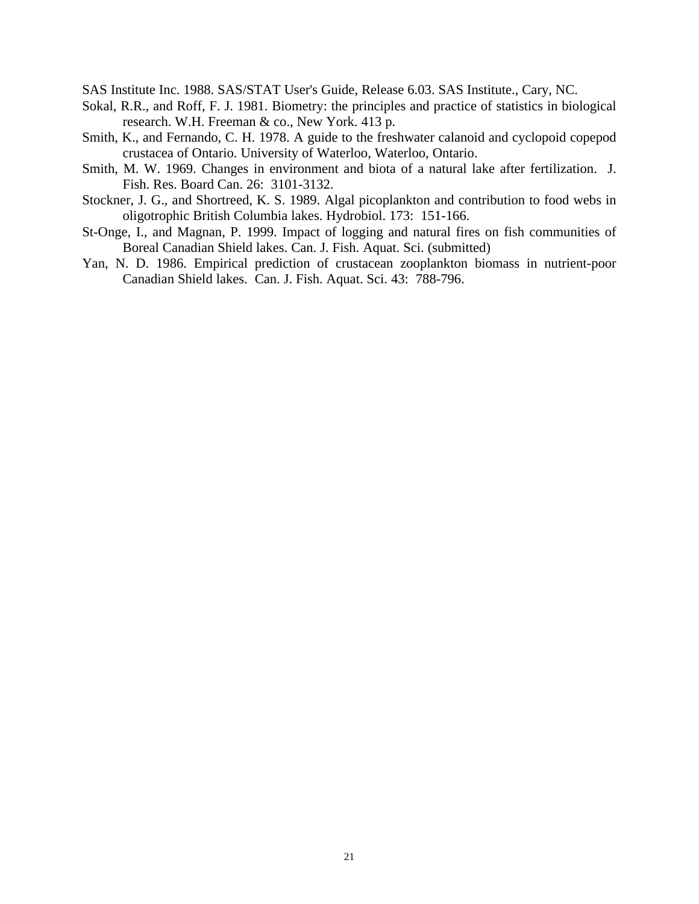SAS Institute Inc. 1988. SAS/STAT User's Guide, Release 6.03. SAS Institute., Cary, NC.

Sokal, R.R., and Roff, F. J. 1981. Biometry: the principles and practice of statistics in biological research. W.H. Freeman & co., New York. 413 p.

Smith, K., and Fernando, C. H. 1978. A guide to the freshwater calanoid and cyclopoid copepod crustacea of Ontario. University of Waterloo, Waterloo, Ontario.

Smith, M. W. 1969. Changes in environment and biota of a natural lake after fertilization. J. Fish. Res. Board Can. 26: 3101-3132.

Stockner, J. G., and Shortreed, K. S. 1989. Algal picoplankton and contribution to food webs in oligotrophic British Columbia lakes. Hydrobiol. 173: 151-166.

St-Onge, I., and Magnan, P. 1999. Impact of logging and natural fires on fish communities of Boreal Canadian Shield lakes. Can. J. Fish. Aquat. Sci. (submitted)

Yan, N. D. 1986. Empirical prediction of crustacean zooplankton biomass in nutrient-poor Canadian Shield lakes. Can. J. Fish. Aquat. Sci. 43: 788-796.